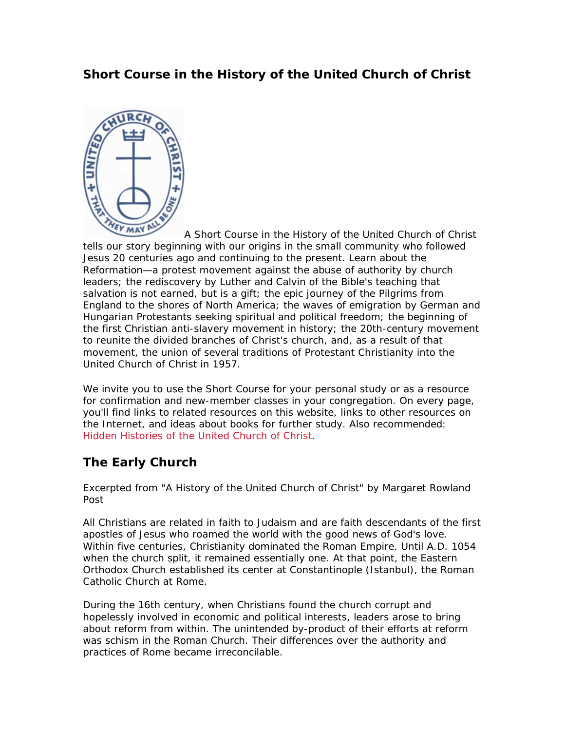## Short Course in the History of the United Church of Christ

A Short Course in the History of the United Church of Christ tells our story beginning with our origins in the small community who followed Jesus 20 centuries ago and continuing to the present. Learn about the Reformation—a protest movement against the abuse of authority by church leaders; the rediscovery by Luther and Calvin of the Bible's teaching that salvation is not earned, but is a gift; the epic journey of the Pilgrims from England to the shores of North America; the waves of emigration by German and Hungarian Protestants seeking spiritual and political freedom; the beginning of the first Christian anti-slavery movement in history; the 20th-century movement to reunite the divided branches of Christ's church, and, as a result of that movement, the union of several traditions of Protestant Christianity into the United Church of Christ in 1957.

We invite you to use the Short Course for your personal study or as a resource for confirmation and new-member classes in your congregation. On every page, you'll find links to related resources on this website, links to other resources on the Internet, and ideas about books for further study. Also recommended: Hidden Histories of the United Church of Christ.

## The Early Church

Excerpted from "A History of the United Church of Christ" by Margaret Rowland Post

All Christians are related in faith to Judaism and are faith descendants of the first apostles of Jesus who roamed the world with the good news of God's love. Within five centuries, Christianity dominated the Roman Empire. Until A.D. 1054 when the church split, it remained essentially one. At that point, the Eastern Orthodox Church established its center at Constantinople (Istanbul), the Roman Catholic Church at Rome.

During the 16th century, when Christians found the church corrupt and hopelessly involved in economic and political interests, leaders arose to bring about reform from within. The unintended by-product of their efforts at reform was schism in the Roman Church. Their differences over the authority and practices of Rome became irreconcilable.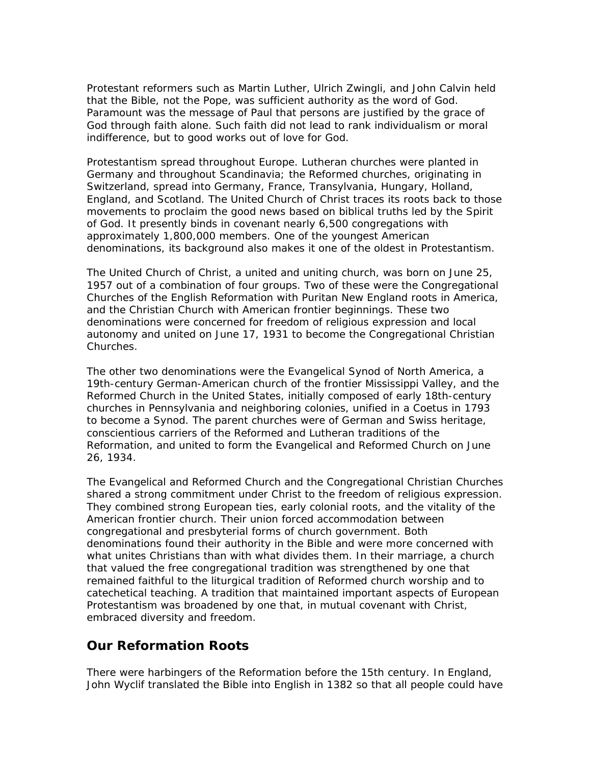Protestant reformers such as Martin Luther, Ulrich Zwingli, and John Calvin held that the Bible, not the Pope, was sufficient authority as the word of God. Paramount was the message of Paul that persons are justified by the grace of God through faith alone. Such faith did not lead to rank individualism or moral indifference, but to good works out of love for God.

Protestantism spread throughout Europe. Lutheran churches were planted in Germany and throughout Scandinavia; the Reformed churches, originating in Switzerland, spread into Germany, France, Transylvania, Hungary, Holland, England, and Scotland. The United Church of Christ traces its roots back to those movements to proclaim the good news based on biblical truths led by the Spirit of God. It presently binds in covenant nearly 6,500 congregations with approximately 1,800,000 members. One of the youngest American denominations, its background also makes it one of the oldest in Protestantism.

The United Church of Christ, a united and uniting church, was born on June 25, 1957 out of a combination of four groups. Two of these were the Congregational Churches of the English Reformation with Puritan New England roots in America, and the Christian Church with American frontier beginnings. These two denominations were concerned for freedom of religious expression and local autonomy and united on June 17, 1931 to become the Congregational Christian Churches.

The other two denominations were the Evangelical Synod of North America, a 19th-century German-American church of the frontier Mississippi Valley, and the Reformed Church in the United States, initially composed of early 18th-century churches in Pennsylvania and neighboring colonies, unified in a Coetus in 1793 to become a Synod. The parent churches were of German and Swiss heritage, conscientious carriers of the Reformed and Lutheran traditions of the Reformation, and united to form the Evangelical and Reformed Church on June 26, 1934.

The Evangelical and Reformed Church and the Congregational Christian Churches shared a strong commitment under Christ to the freedom of religious expression. They combined strong European ties, early colonial roots, and the vitality of the American frontier church. Their union forced accommodation between congregational and presbyterial forms of church government. Both denominations found their authority in the Bible and were more concerned with what unites Christians than with what divides them. In their marriage, a church that valued the free congregational tradition was strengthened by one that remained faithful to the liturgical tradition of Reformed church worship and to catechetical teaching. A tradition that maintained important aspects of European Protestantism was broadened by one that, in mutual covenant with Christ, embraced diversity and freedom.

## Our Reformation Roots

There were harbingers of the Reformation before the 15th century. In England, John Wyclif translated the Bible into English in 1382 so that all people could have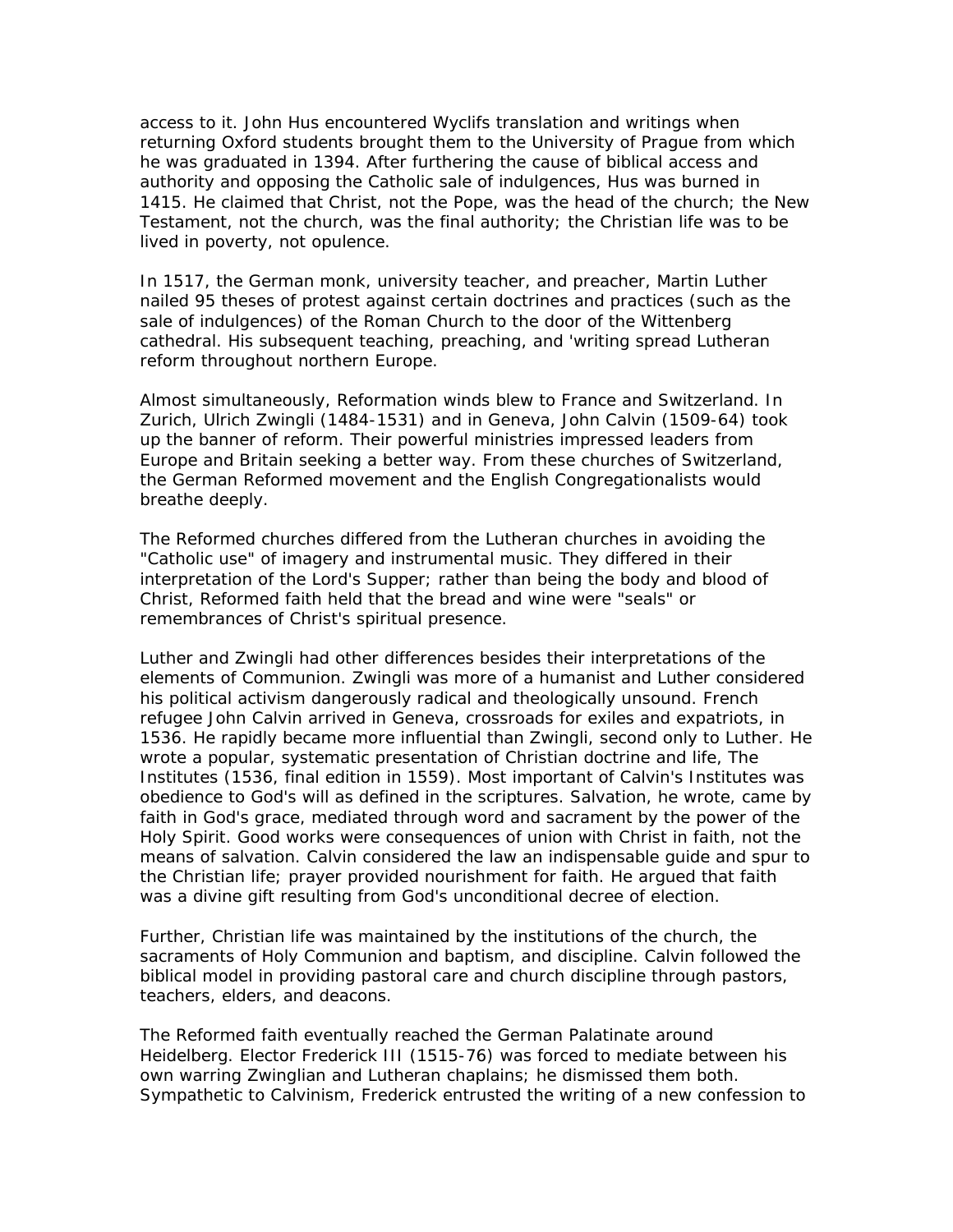access to it. John Hus encountered Wyclifs translation and writings when returning Oxford students brought them to the University of Prague from which he was graduated in 1394. After furthering the cause of biblical access and authority and opposing the Catholic sale of indulgences, Hus was burned in 1415. He claimed that Christ, not the Pope, was the head of the church; the New Testament, not the church, was the final authority; the Christian life was to be lived in poverty, not opulence.

In 1517, the German monk, university teacher, and preacher, Martin Luther nailed 95 theses of protest against certain doctrines and practices (such as the sale of indulgences) of the Roman Church to the door of the Wittenberg cathedral. His subsequent teaching, preaching, and 'writing spread Lutheran reform throughout northern Europe.

Almost simultaneously, Reformation winds blew to France and Switzerland. In Zurich, Ulrich Zwingli (1484-1531) and in Geneva, John Calvin (1509-64) took up the banner of reform. Their powerful ministries impressed leaders from Europe and Britain seeking a better way. From these churches of Switzerland, the German Reformed movement and the English Congregationalists would breathe deeply.

The Reformed churches differed from the Lutheran churches in avoiding the "Catholic use" of imagery and instrumental music. They differed in their interpretation of the Lord's Supper; rather than being the body and blood of Christ, Reformed faith held that the bread and wine were "seals" or remembrances of Christ's spiritual presence.

Luther and Zwingli had other differences besides their interpretations of the elements of Communion. Zwingli was more of a humanist and Luther considered his political activism dangerously radical and theologically unsound. French refugee John Calvin arrived in Geneva, crossroads for exiles and expatriots, in 1536. He rapidly became more influential than Zwingli, second only to Luther. He wrote a popular, systematic presentation of Christian doctrine and life, The Institutes (1536, final edition in 1559). Most important of Calvin's Institutes was obedience to God's will as defined in the scriptures. Salvation, he wrote, came by faith in God's grace, mediated through word and sacrament by the power of the Holy Spirit. Good works were consequences of union with Christ in faith, not the means of salvation. Calvin considered the law an indispensable guide and spur to the Christian life; prayer provided nourishment for faith. He argued that faith was a divine gift resulting from God's unconditional decree of election.

Further, Christian life was maintained by the institutions of the church, the sacraments of Holy Communion and baptism, and discipline. Calvin followed the biblical model in providing pastoral care and church discipline through pastors, teachers, elders, and deacons.

The Reformed faith eventually reached the German Palatinate around Heidelberg. Elector Frederick III (1515-76) was forced to mediate between his own warring Zwinglian and Lutheran chaplains; he dismissed them both. Sympathetic to Calvinism, Frederick entrusted the writing of a new confession to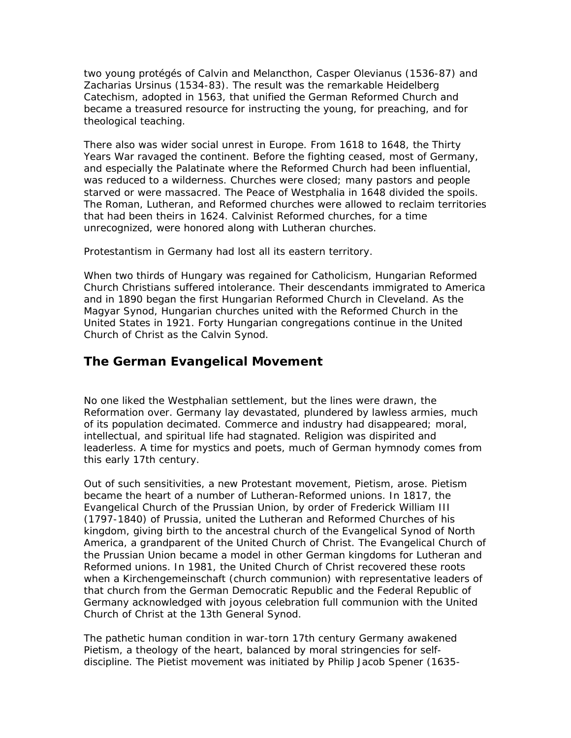two young protégés of Calvin and Melancthon, Casper Olevianus (1536-87) and Zacharias Ursinus (1534-83). The result was the remarkable Heidelberg Catechism, adopted in 1563, that unified the German Reformed Church and became a treasured resource for instructing the young, for preaching, and for theological teaching.

There also was wider social unrest in Europe. From 1618 to 1648, the Thirty Years War ravaged the continent. Before the fighting ceased, most of Germany, and especially the Palatinate where the Reformed Church had been influential, was reduced to a wilderness. Churches were closed; many pastors and people starved or were massacred. The Peace of Westphalia in 1648 divided the spoils. The Roman, Lutheran, and Reformed churches were allowed to reclaim territories that had been theirs in 1624. Calvinist Reformed churches, for a time unrecognized, were honored along with Lutheran churches.

Protestantism in Germany had lost all its eastern territory.

When two thirds of Hungary was regained for Catholicism, Hungarian Reformed Church Christians suffered intolerance. Their descendants immigrated to America and in 1890 began the first Hungarian Reformed Church in Cleveland. As the Magyar Synod, Hungarian churches united with the Reformed Church in the United States in 1921. Forty Hungarian congregations continue in the United Church of Christ as the Calvin Synod.

## The German Evangelical Movement

No one liked the Westphalian settlement, but the lines were drawn, the Reformation over. Germany lay devastated, plundered by lawless armies, much of its population decimated. Commerce and industry had disappeared; moral, intellectual, and spiritual life had stagnated. Religion was dispirited and leaderless. A time for mystics and poets, much of German hymnody comes from this early 17th century.

Out of such sensitivities, a new Protestant movement, Pietism, arose. Pietism became the heart of a number of Lutheran-Reformed unions. In 1817, the Evangelical Church of the Prussian Union, by order of Frederick William III (1797-1840) of Prussia, united the Lutheran and Reformed Churches of his kingdom, giving birth to the ancestral church of the Evangelical Synod of North America, a grandparent of the United Church of Christ. The Evangelical Church of the Prussian Union became a model in other German kingdoms for Lutheran and Reformed unions. In 1981, the United Church of Christ recovered these roots when a Kirchengemeinschaft (church communion) with representative leaders of that church from the German Democratic Republic and the Federal Republic of Germany acknowledged with joyous celebration full communion with the United Church of Christ at the 13th General Synod.

The pathetic human condition in war-torn 17th century Germany awakened Pietism, a theology of the heart, balanced by moral stringencies for self-discipline. The Pietist movement was initiated by Philip Jacob Spener (1635-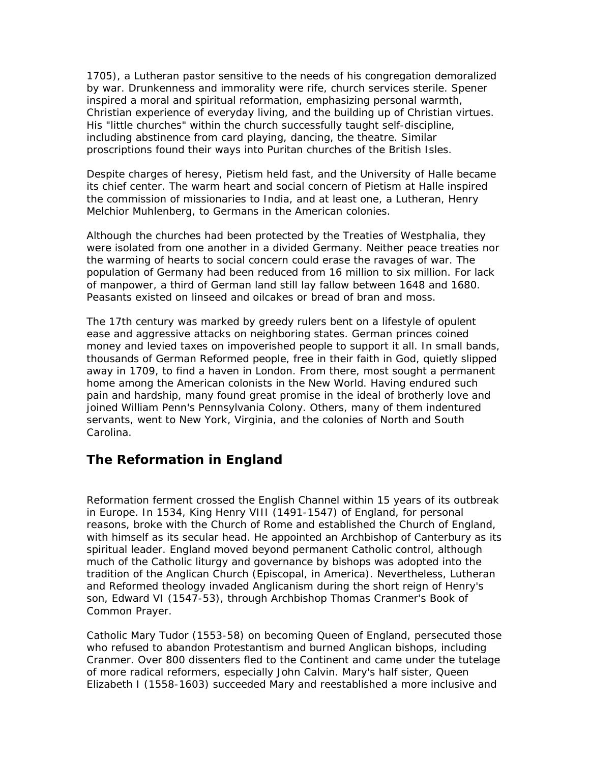1705), a Lutheran pastor sensitive to the needs of his congregation demoralized by war. Drunkenness and immorality were rife, church services sterile. Spener inspired a moral and spiritual reformation, emphasizing personal warmth, Christian experience of everyday living, and the building up of Christian virtues. His "little churches" within the church successfully taught self-discipline, including abstinence from card playing, dancing, the theatre. Similar proscriptions found their ways into Puritan churches of the British Isles.

Despite charges of heresy, Pietism held fast, and the University of Halle became its chief center. The warm heart and social concern of Pietism at Halle inspired the commission of missionaries to India, and at least one, a Lutheran, Henry Melchior Muhlenberg, to Germans in the American colonies.

Although the churches had been protected by the Treaties of Westphalia, they were isolated from one another in a divided Germany. Neither peace treaties nor the warming of hearts to social concern could erase the ravages of war. The population of Germany had been reduced from 16 million to six million. For lack of manpower, a third of German land still lay fallow between 1648 and 1680. Peasants existed on linseed and oilcakes or bread of bran and moss.

The 17th century was marked by greedy rulers bent on a lifestyle of opulent ease and aggressive attacks on neighboring states. German princes coined money and levied taxes on impoverished people to support it all. In small bands, thousands of German Reformed people, free in their faith in God, quietly slipped away in 1709, to find a haven in London. From there, most sought a permanent home among the American colonists in the New World. Having endured such pain and hardship, many found great promise in the ideal of brotherly love and joined William Penn's Pennsylvania Colony. Others, many of them indentured servants, went to New York, Virginia, and the colonies of North and South Carolina.

## The Reformation in England

Reformation ferment crossed the English Channel within 15 years of its outbreak in Europe. In 1534, King Henry VIII (1491-1547) of England, for personal reasons, broke with the Church of Rome and established the Church of England, with himself as its secular head. He appointed an Archbishop of Canterbury as its spiritual leader. England moved beyond permanent Catholic control, although much of the Catholic liturgy and governance by bishops was adopted into the tradition of the Anglican Church (Episcopal, in America). Nevertheless, Lutheran and Reformed theology invaded Anglicanism during the short reign of Henry's son, Edward VI (1547-53), through Archbishop Thomas Cranmer's Book of Common Prayer.

Catholic Mary Tudor (1553-58) on becoming Queen of England, persecuted those who refused to abandon Protestantism and burned Anglican bishops, including Cranmer. Over 800 dissenters fled to the Continent and came under the tutelage of more radical reformers, especially John Calvin. Mary's half sister, Queen Elizabeth I (1558-1603) succeeded Mary and reestablished a more inclusive and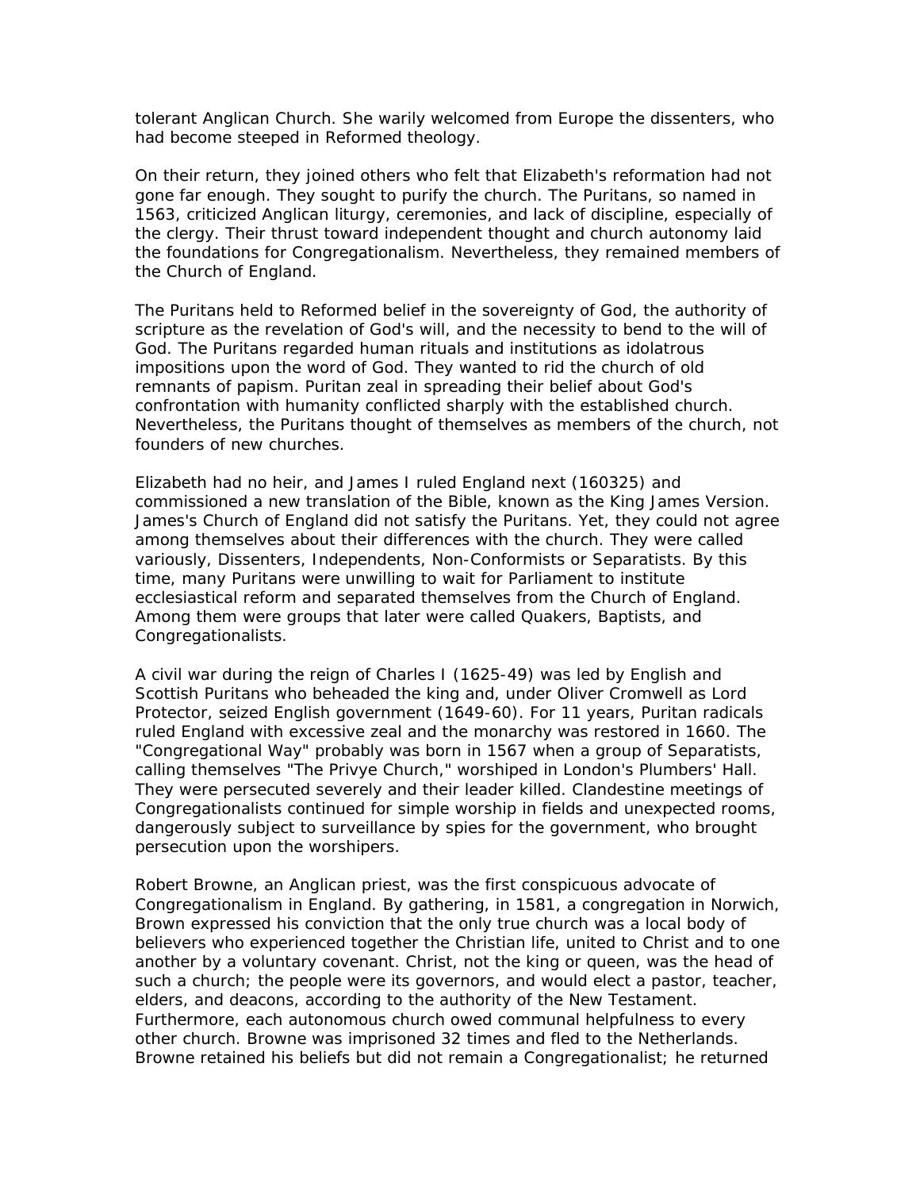tolerant Anglican Church. She warily welcomed from Europe the dissenters, who had become steeped in Reformed theology.

On their return, they joined others who felt that Elizabeth's reformation had not gone far enough. They sought to purify the church. The Puritans, so named in 1563, criticized Anglican liturgy, ceremonies, and lack of discipline, especially of the clergy. Their thrust toward independent thought and church autonomy laid the foundations for Congregationalism. Nevertheless, they remained members of the Church of England.

The Puritans held to Reformed belief in the sovereignty of God, the authority of scripture as the revelation of God's will, and the necessity to bend to the will of God. The Puritans regarded human rituals and institutions as idolatrous impositions upon the word of God. They wanted to rid the church of old remnants of papism. Puritan zeal in spreading their belief about God's confrontation with humanity conflicted sharply with the established church. Nevertheless, the Puritans thought of themselves as members of the church, not founders of new churches.

Elizabeth had no heir, and James I ruled England next (160325) and commissioned a new translation of the Bible, known as the King James Version. James's Church of England did not satisfy the Puritans. Yet, they could not agree among themselves about their differences with the church. They were called variously, Dissenters, Independents, Non-Conformists or Separatists. By this time, many Puritans were unwilling to wait for Parliament to institute ecclesiastical reform and separated themselves from the Church of England. Among them were groups that later were called Quakers, Baptists, and Congregationalists.

A civil war during the reign of Charles I (1625-49) was led by English and Scottish Puritans who beheaded the king and, under Oliver Cromwell as Lord Protector, seized English government (1649-60). For 11 years, Puritan radicals ruled England with excessive zeal and the monarchy was restored in 1660. The "Congregational Way" probably was born in 1567 when a group of Separatists, calling themselves "The Privye Church," worshiped in London's Plumbers' Hall. They were persecuted severely and their leader killed. Clandestine meetings of Congregationalists continued for simple worship in fields and unexpected rooms, dangerously subject to surveillance by spies for the government, who brought persecution upon the worshipers.

Robert Browne, an Anglican priest, was the first conspicuous advocate of Congregationalism in England. By gathering, in 1581, a congregation in Norwich, Brown expressed his conviction that the only true church was a local body of believers who experienced together the Christian life, united to Christ and to one another by a voluntary covenant. Christ, not the king or queen, was the head of such a church; the people were its governors, and would elect a pastor, teacher, elders, and deacons, according to the authority of the New Testament. Furthermore, each autonomous church owed communal helpfulness to every other church. Browne was imprisoned 32 times and fled to the Netherlands. Browne retained his beliefs but did not remain a Congregationalist; he returned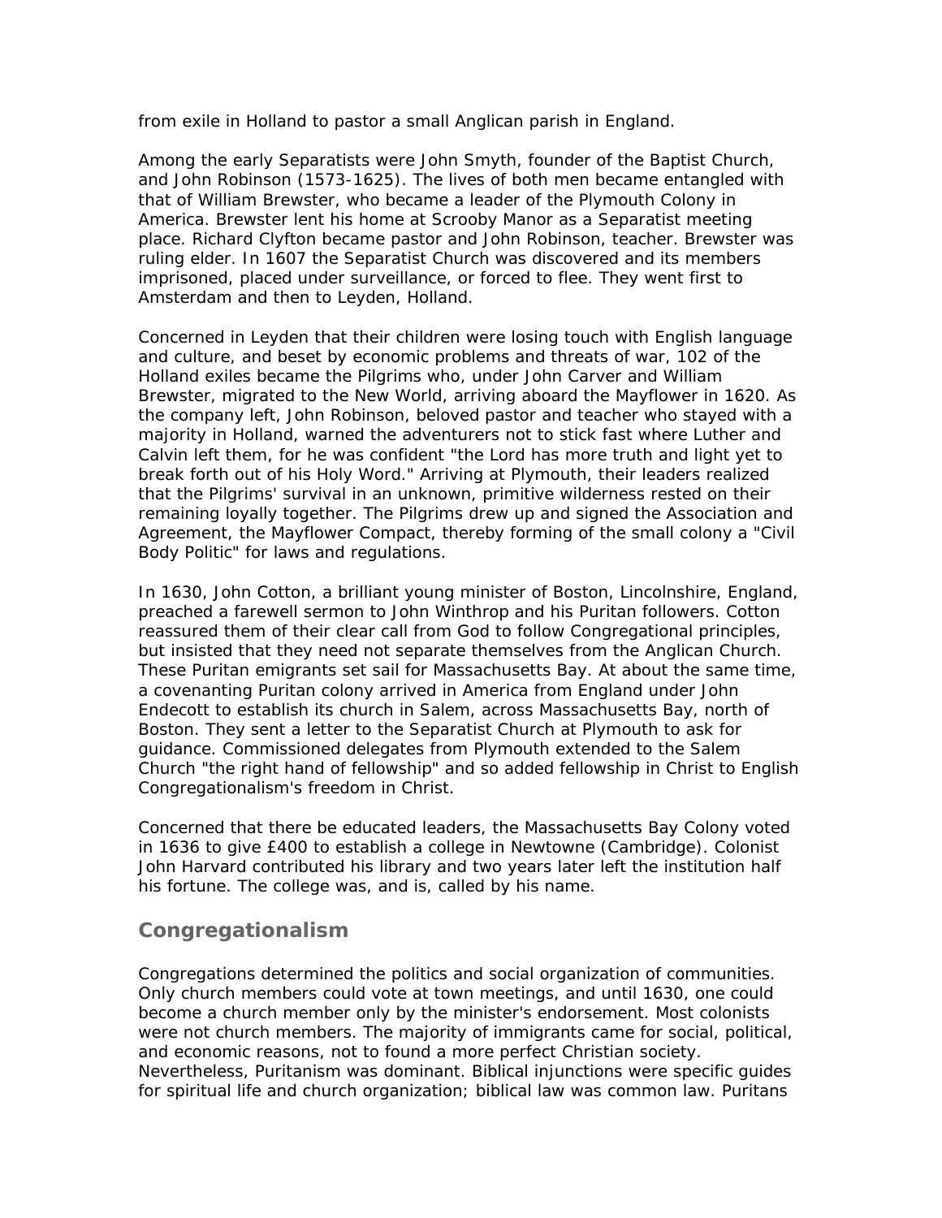from exile in Holland to pastor a small Anglican parish in England.

Among the early Separatists were John Smyth, founder of the Baptist Church, and John Robinson (1573-1625). The lives of both men became entangled with that of William Brewster, who became a leader of the Plymouth Colony in America. Brewster lent his home at Scrooby Manor as a Separatist meeting place. Richard Clyfton became pastor and John Robinson, teacher. Brewster was ruling elder. In 1607 the Separatist Church was discovered and its members imprisoned, placed under surveillance, or forced to flee. They went first to Amsterdam and then to Leyden, Holland.

Concerned in Leyden that their children were losing touch with English language and culture, and beset by economic problems and threats of war, 102 of the Holland exiles became the Pilgrims who, under John Carver and William Brewster, migrated to the New World, arriving aboard the Mayflower in 1620. As the company left, John Robinson, beloved pastor and teacher who stayed with a majority in Holland, warned the adventurers not to stick fast where Luther and Calvin left them, for he was confident "the Lord has more truth and light yet to break forth out of his Holy Word." Arriving at Plymouth, their leaders realized that the Pilgrims' survival in an unknown, primitive wilderness rested on their remaining loyally together. The Pilgrims drew up and signed the Association and Agreement, the Mayflower Compact, thereby forming of the small colony a "Civil Body Politic" for laws and regulations.

In 1630, John Cotton, a brilliant young minister of Boston, Lincolnshire, England, preached a farewell sermon to John Winthrop and his Puritan followers. Cotton reassured them of their clear call from God to follow Congregational principles, but insisted that they need not separate themselves from the Anglican Church. These Puritan emigrants set sail for Massachusetts Bay. At about the same time, a covenanting Puritan colony arrived in America from England under John Endecott to establish its church in Salem, across Massachusetts Bay, north of Boston. They sent a letter to the Separatist Church at Plymouth to ask for guidance. Commissioned delegates from Plymouth extended to the Salem Church "the right hand of fellowship" and so added fellowship in Christ to English Congregationalism's freedom in Christ.

Concerned that there be educated leaders, the Massachusetts Bay Colony voted in 1636 to give £400 to establish a college in Newtowne (Cambridge). Colonist John Harvard contributed his library and two years later left the institution half his fortune. The college was, and is, called by his name.

## Congregationalism

Congregations determined the politics and social organization of communities. Only church members could vote at town meetings, and until 1630, one could become a church member only by the minister's endorsement. Most colonists were not church members. The majority of immigrants came for social, political, and economic reasons, not to found a more perfect Christian society. Nevertheless, Puritanism was dominant. Biblical injunctions were specific guides for spiritual life and church organization; biblical law was common law. Puritans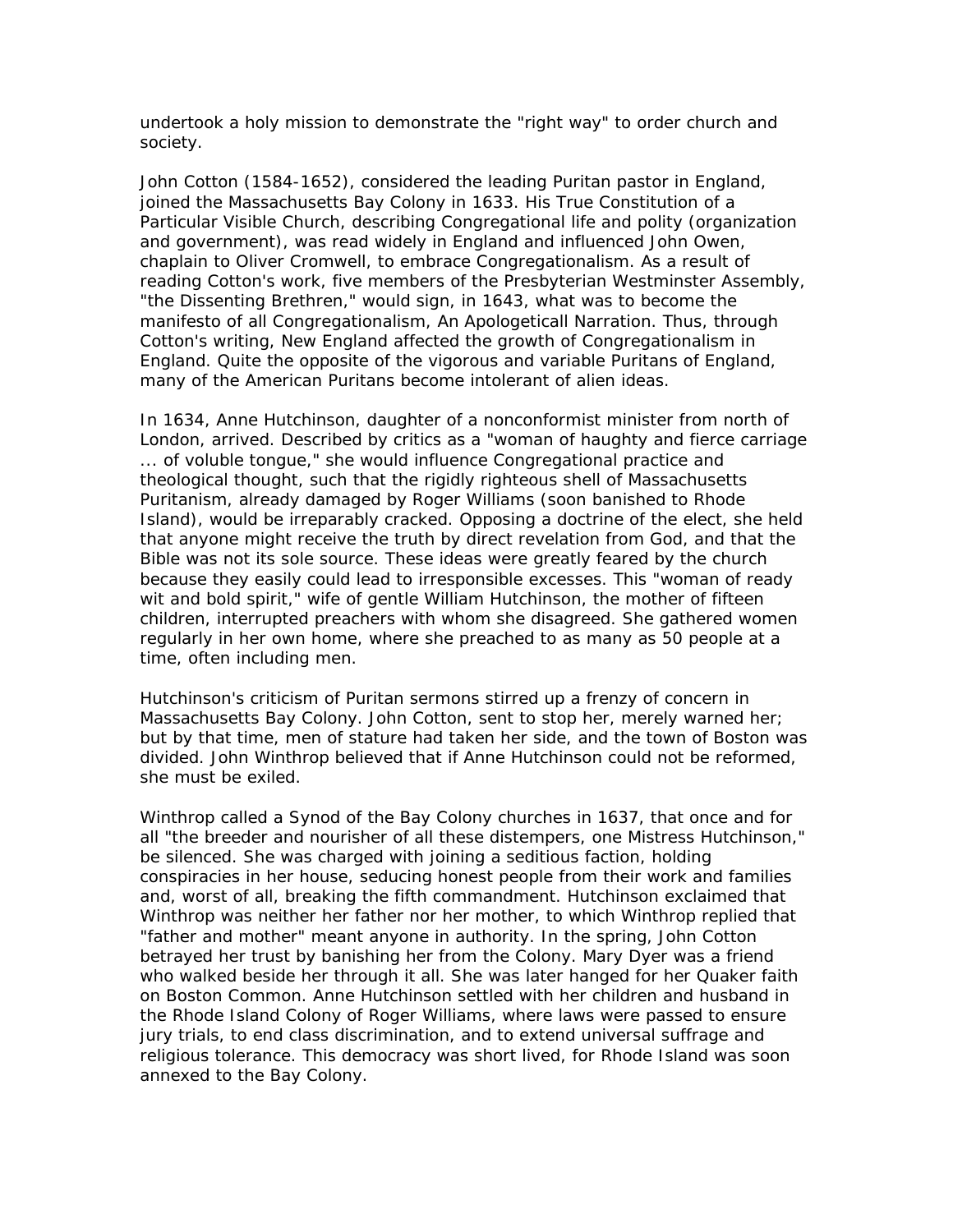undertook a holy mission to demonstrate the "right way" to order church and society.

John Cotton (1584-1652), considered the leading Puritan pastor in England, joined the Massachusetts Bay Colony in 1633. His True Constitution of a Particular Visible Church, describing Congregational life and polity (organization and government), was read widely in England and influenced John Owen, chaplain to Oliver Cromwell, to embrace Congregationalism. As a result of reading Cotton's work, five members of the Presbyterian Westminster Assembly, "the Dissenting Brethren," would sign, in 1643, what was to become the manifesto of all Congregationalism, An Apologeticall Narration. Thus, through Cotton's writing, New England affected the growth of Congregationalism in England. Quite the opposite of the vigorous and variable Puritans of England, many of the American Puritans become intolerant of alien ideas.

In 1634, Anne Hutchinson, daughter of a nonconformist minister from north of London, arrived. Described by critics as a "woman of haughty and fierce carriage ... of voluble tongue," she would influence Congregational practice and theological thought, such that the rigidly righteous shell of Massachusetts Puritanism, already damaged by Roger Williams (soon banished to Rhode Island), would be irreparably cracked. Opposing a doctrine of the elect, she held that anyone might receive the truth by direct revelation from God, and that the Bible was not its sole source. These ideas were greatly feared by the church because they easily could lead to irresponsible excesses. This "woman of ready wit and bold spirit," wife of gentle William Hutchinson, the mother of fifteen children, interrupted preachers with whom she disagreed. She gathered women regularly in her own home, where she preached to as many as 50 people at a time, often including men.

Hutchinson's criticism of Puritan sermons stirred up a frenzy of concern in Massachusetts Bay Colony. John Cotton, sent to stop her, merely warned her; but by that time, men of stature had taken her side, and the town of Boston was divided. John Winthrop believed that if Anne Hutchinson could not be reformed, she must be exiled.

Winthrop called a Synod of the Bay Colony churches in 1637, that once and for all "the breeder and nourisher of all these distempers, one Mistress Hutchinson," be silenced. She was charged with joining a seditious faction, holding conspiracies in her house, seducing honest people from their work and families and, worst of all, breaking the fifth commandment. Hutchinson exclaimed that Winthrop was neither her father nor her mother, to which Winthrop replied that "father and mother" meant anyone in authority. In the spring, John Cotton betrayed her trust by banishing her from the Colony. Mary Dyer was a friend who walked beside her through it all. She was later hanged for her Quaker faith on Boston Common. Anne Hutchinson settled with her children and husband in the Rhode Island Colony of Roger Williams, where laws were passed to ensure jury trials, to end class discrimination, and to extend universal suffrage and religious tolerance. This democracy was short lived, for Rhode Island was soon annexed to the Bay Colony.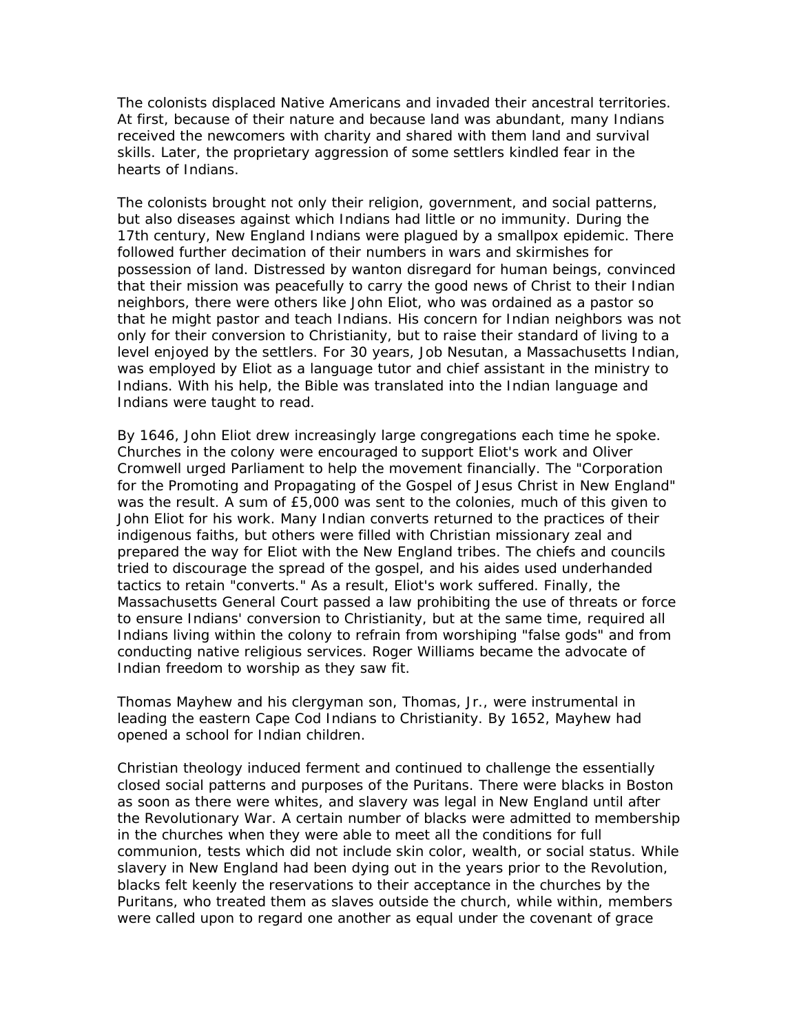The colonists displaced Native Americans and invaded their ancestral territories. At first, because of their nature and because land was abundant, many Indians received the newcomers with charity and shared with them land and survival skills. Later, the proprietary aggression of some settlers kindled fear in the hearts of Indians.

The colonists brought not only their religion, government, and social patterns, but also diseases against which Indians had little or no immunity. During the 17th century, New England Indians were plagued by a smallpox epidemic. There followed further decimation of their numbers in wars and skirmishes for possession of land. Distressed by wanton disregard for human beings, convinced that their mission was peacefully to carry the good news of Christ to their Indian neighbors, there were others like John Eliot, who was ordained as a pastor so that he might pastor and teach Indians. His concern for Indian neighbors was not only for their conversion to Christianity, but to raise their standard of living to a level enjoyed by the settlers. For 30 years, Job Nesutan, a Massachusetts Indian, was employed by Eliot as a language tutor and chief assistant in the ministry to Indians. With his help, the Bible was translated into the Indian language and Indians were taught to read.

By 1646, John Eliot drew increasingly large congregations each time he spoke. Churches in the colony were encouraged to support Eliot's work and Oliver Cromwell urged Parliament to help the movement financially. The "Corporation for the Promoting and Propagating of the Gospel of Jesus Christ in New England" was the result. A sum of £5,000 was sent to the colonies, much of this given to John Eliot for his work. Many Indian converts returned to the practices of their indigenous faiths, but others were filled with Christian missionary zeal and prepared the way for Eliot with the New England tribes. The chiefs and councils tried to discourage the spread of the gospel, and his aides used underhanded tactics to retain "converts." As a result, Eliot's work suffered. Finally, the Massachusetts General Court passed a law prohibiting the use of threats or force to ensure Indians' conversion to Christianity, but at the same time, required all Indians living within the colony to refrain from worshiping "false gods" and from conducting native religious services. Roger Williams became the advocate of Indian freedom to worship as they saw fit.

Thomas Mayhew and his clergyman son, Thomas, Jr., were instrumental in leading the eastern Cape Cod Indians to Christianity. By 1652, Mayhew had opened a school for Indian children.

Christian theology induced ferment and continued to challenge the essentially closed social patterns and purposes of the Puritans. There were blacks in Boston as soon as there were whites, and slavery was legal in New England until after the Revolutionary War. A certain number of blacks were admitted to membership in the churches when they were able to meet all the conditions for full communion, tests which did not include skin color, wealth, or social status. While slavery in New England had been dying out in the years prior to the Revolution, blacks felt keenly the reservations to their acceptance in the churches by the Puritans, who treated them as slaves outside the church, while within, members were called upon to regard one another as equal under the covenant of grace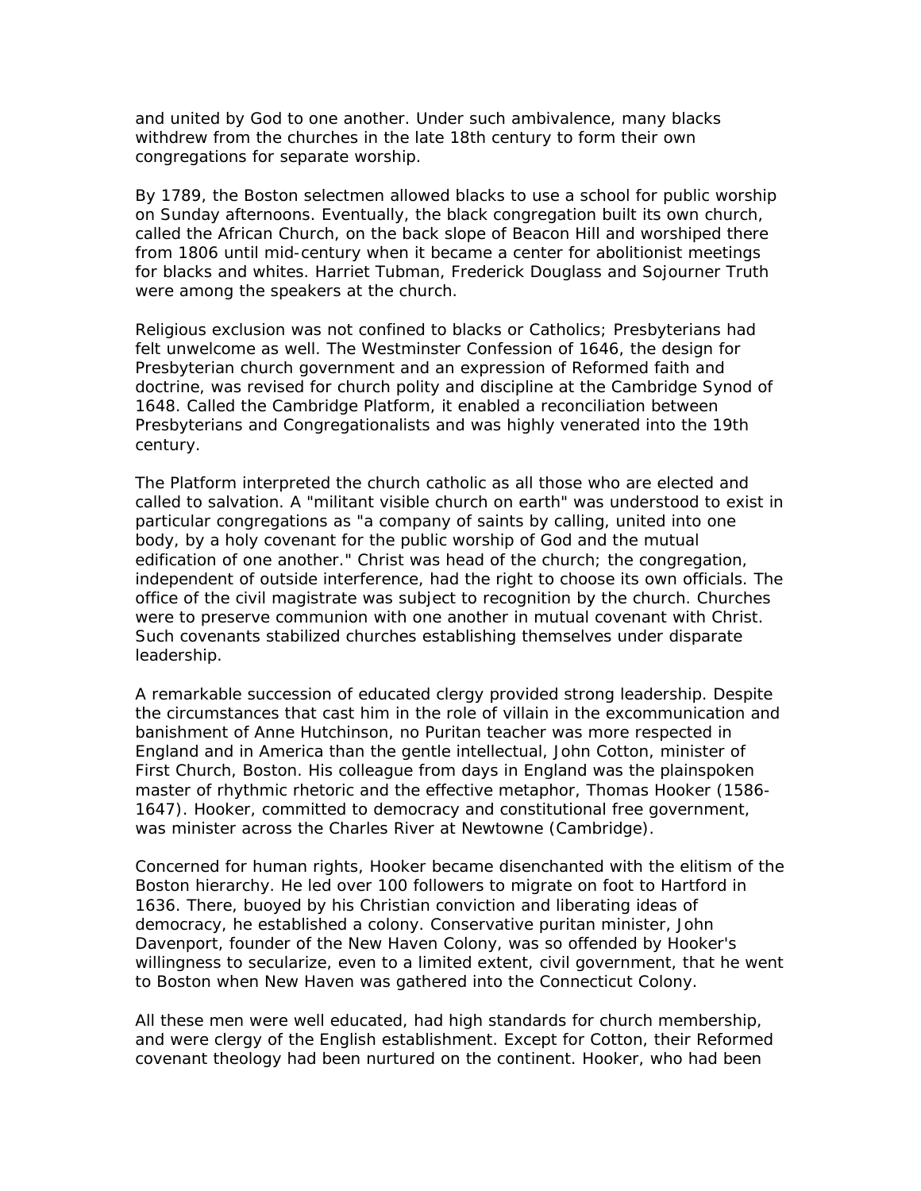and united by God to one another. Under such ambivalence, many blacks withdrew from the churches in the late 18th century to form their own congregations for separate worship.

By 1789, the Boston selectmen allowed blacks to use a school for public worship on Sunday afternoons. Eventually, the black congregation built its own church, called the African Church, on the back slope of Beacon Hill and worshiped there from 1806 until mid-century when it became a center for abolitionist meetings for blacks and whites. Harriet Tubman, Frederick Douglass and Sojourner Truth were among the speakers at the church.

Religious exclusion was not confined to blacks or Catholics; Presbyterians had felt unwelcome as well. The Westminster Confession of 1646, the design for Presbyterian church government and an expression of Reformed faith and doctrine, was revised for church polity and discipline at the Cambridge Synod of 1648. Called the Cambridge Platform, it enabled a reconciliation between Presbyterians and Congregationalists and was highly venerated into the 19th century.

The Platform interpreted the church catholic as all those who are elected and called to salvation. A "militant visible church on earth" was understood to exist in particular congregations as "a company of saints by calling, united into one body, by a holy covenant for the public worship of God and the mutual edification of one another." Christ was head of the church; the congregation, independent of outside interference, had the right to choose its own officials. The office of the civil magistrate was subject to recognition by the church. Churches were to preserve communion with one another in mutual covenant with Christ. Such covenants stabilized churches establishing themselves under disparate leadership.

A remarkable succession of educated clergy provided strong leadership. Despite the circumstances that cast him in the role of villain in the excommunication and banishment of Anne Hutchinson, no Puritan teacher was more respected in England and in America than the gentle intellectual, John Cotton, minister of First Church, Boston. His colleague from days in England was the plainspoken master of rhythmic rhetoric and the effective metaphor, Thomas Hooker (1586-1647). Hooker, committed to democracy and constitutional free government, was minister across the Charles River at Newtowne (Cambridge).

Concerned for human rights, Hooker became disenchanted with the elitism of the Boston hierarchy. He led over 100 followers to migrate on foot to Hartford in 1636. There, buoyed by his Christian conviction and liberating ideas of democracy, he established a colony. Conservative puritan minister, John Davenport, founder of the New Haven Colony, was so offended by Hooker's willingness to secularize, even to a limited extent, civil government, that he went to Boston when New Haven was gathered into the Connecticut Colony.

All these men were well educated, had high standards for church membership, and were clergy of the English establishment. Except for Cotton, their Reformed covenant theology had been nurtured on the continent. Hooker, who had been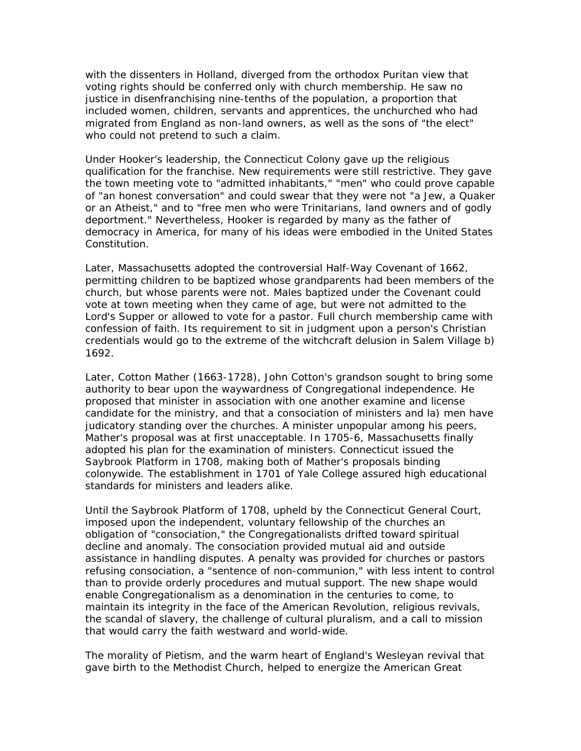with the dissenters in Holland, diverged from the orthodox Puritan view that voting rights should be conferred only with church membership. He saw no justice in disenfranchising nine-tenths of the population, a proportion that included women, children, servants and apprentices, the unchurched who had migrated from England as non-land owners, as well as the sons of "the elect" who could not pretend to such a claim.

Under Hooker's leadership, the Connecticut Colony gave up the religious qualification for the franchise. New requirements were still restrictive. They gave the town meeting vote to "admitted inhabitants," "men" who could prove capable of "an honest conversation" and could swear that they were not "a Jew, a Quaker or an Atheist," and to "free men who were Trinitarians, land owners and of godly deportment." Nevertheless, Hooker is regarded by many as the father of democracy in America, for many of his ideas were embodied in the United States Constitution.

Later, Massachusetts adopted the controversial Half-Way Covenant of 1662, permitting children to be baptized whose grandparents had been members of the church, but whose parents were not. Males baptized under the Covenant could vote at town meeting when they came of age, but were not admitted to the Lord's Supper or allowed to vote for a pastor. Full church membership came with confession of faith. Its requirement to sit in judgment upon a person's Christian credentials would go to the extreme of the witchcraft delusion in Salem Village b) 1692.

Later, Cotton Mather (1663-1728), John Cotton's grandson sought to bring some authority to bear upon the waywardness of Congregational independence. He proposed that minister in association with one another examine and license candidate for the ministry, and that a consociation of ministers and la) men have judicatory standing over the churches. A minister unpopular among his peers, Mather's proposal was at first unacceptable. In 1705-6, Massachusetts finally adopted his plan for the examination of ministers. Connecticut issued the Saybrook Platform in 1708, making both of Mather's proposals binding colonywide. The establishment in 1701 of Yale College assured high educational standards for ministers and leaders alike.

Until the Saybrook Platform of 1708, upheld by the Connecticut General Court, imposed upon the independent, voluntary fellowship of the churches an obligation of "consociation," the Congregationalists drifted toward spiritual decline and anomaly. The consociation provided mutual aid and outside assistance in handling disputes. A penalty was provided for churches or pastors refusing consociation, a "sentence of non-communion," with less intent to control than to provide orderly procedures and mutual support. The new shape would enable Congregationalism as a denomination in the centuries to come, to maintain its integrity in the face of the American Revolution, religious revivals, the scandal of slavery, the challenge of cultural pluralism, and a call to mission that would carry the faith westward and world-wide.

The morality of Pietism, and the warm heart of England's Wesleyan revival that gave birth to the Methodist Church, helped to energize the American Great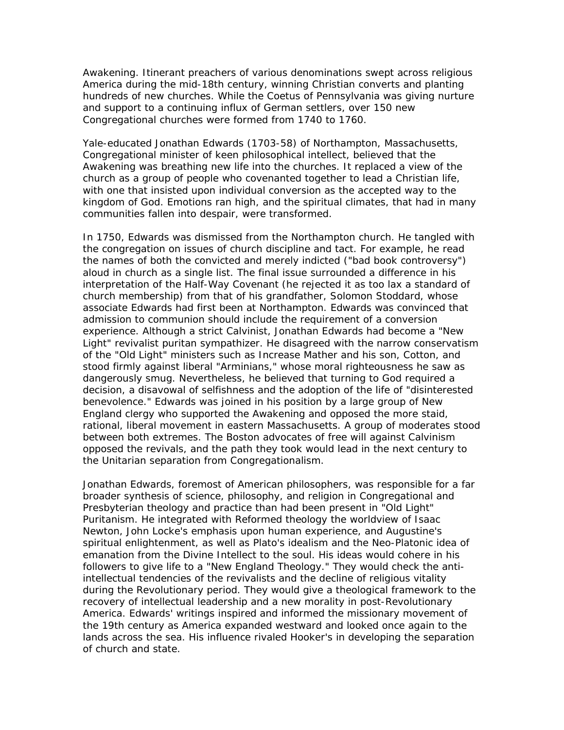Awakening. Itinerant preachers of various denominations swept across religious America during the mid-18th century, winning Christian converts and planting hundreds of new churches. While the Coetus of Pennsylvania was giving nurture and support to a continuing influx of German settlers, over 150 new Congregational churches were formed from 1740 to 1760.

Yale-educated Jonathan Edwards (1703-58) of Northampton, Massachusetts, Congregational minister of keen philosophical intellect, believed that the Awakening was breathing new life into the churches. It replaced a view of the church as a group of people who covenanted together to lead a Christian life, with one that insisted upon individual conversion as the accepted way to the kingdom of God. Emotions ran high, and the spiritual climates, that had in many communities fallen into despair, were transformed.

In 1750, Edwards was dismissed from the Northampton church. He tangled with the congregation on issues of church discipline and tact. For example, he read the names of both the convicted and merely indicted ("bad book controversy") aloud in church as a single list. The final issue surrounded a difference in his interpretation of the Half-Way Covenant (he rejected it as too lax a standard of church membership) from that of his grandfather, Solomon Stoddard, whose associate Edwards had first been at Northampton. Edwards was convinced that admission to communion should include the requirement of a conversion experience. Although a strict Calvinist, Jonathan Edwards had become a "New Light" revivalist puritan sympathizer. He disagreed with the narrow conservatism of the "Old Light" ministers such as Increase Mather and his son, Cotton, and stood firmly against liberal "Arminians," whose moral righteousness he saw as dangerously smug. Nevertheless, he believed that turning to God required a decision, a disavowal of selfishness and the adoption of the life of "disinterested benevolence." Edwards was joined in his position by a large group of New England clergy who supported the Awakening and opposed the more staid, rational, liberal movement in eastern Massachusetts. A group of moderates stood between both extremes. The Boston advocates of free will against Calvinism opposed the revivals, and the path they took would lead in the next century to the Unitarian separation from Congregationalism.

Jonathan Edwards, foremost of American philosophers, was responsible for a far broader synthesis of science, philosophy, and religion in Congregational and Presbyterian theology and practice than had been present in "Old Light" Puritanism. He integrated with Reformed theology the worldview of Isaac Newton, John Locke's emphasis upon human experience, and Augustine's spiritual enlightenment, as well as Plato's idealism and the Neo-Platonic idea of emanation from the Divine Intellect to the soul. His ideas would cohere in his followers to give life to a "New England Theology." They would check the anti-intellectual tendencies of the revivalists and the decline of religious vitality during the Revolutionary period. They would give a theological framework to the recovery of intellectual leadership and a new morality in post-Revolutionary America. Edwards' writings inspired and informed the missionary movement of the 19th century as America expanded westward and looked once again to the lands across the sea. His influence rivaled Hooker's in developing the separation of church and state.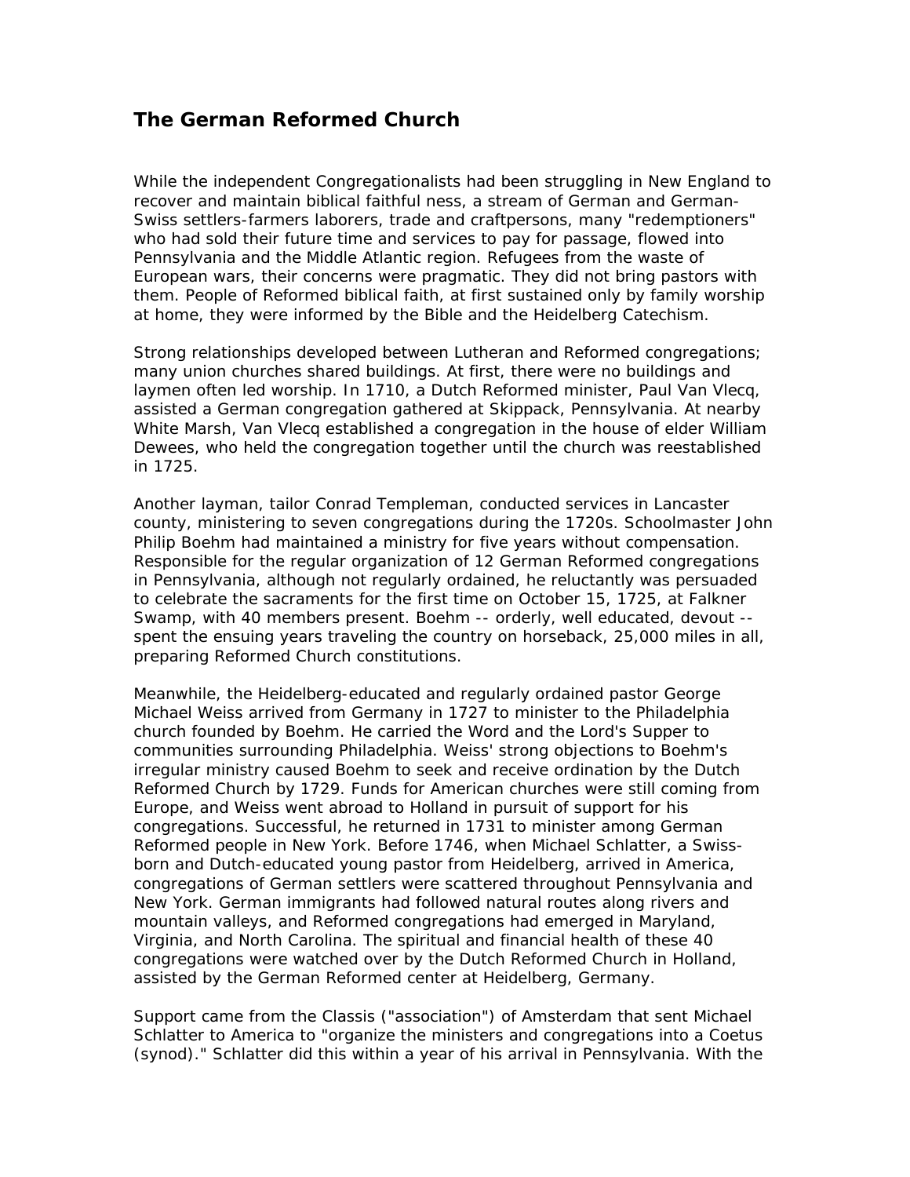## The German Reformed Church

While the independent Congregationalists had been struggling in New England to recover and maintain biblical faithful ness, a stream of German and German-Swiss settlers-farmers laborers, trade and craftpersons, many "redemptioners" who had sold their future time and services to pay for passage, flowed into Pennsylvania and the Middle Atlantic region. Refugees from the waste of European wars, their concerns were pragmatic. They did not bring pastors with them. People of Reformed biblical faith, at first sustained only by family worship at home, they were informed by the Bible and the Heidelberg Catechism.

Strong relationships developed between Lutheran and Reformed congregations; many union churches shared buildings. At first, there were no buildings and laymen often led worship. In 1710, a Dutch Reformed minister, Paul Van Vlecq, assisted a German congregation gathered at Skippack, Pennsylvania. At nearby White Marsh, Van Vlecq established a congregation in the house of elder William Dewees, who held the congregation together until the church was reestablished in 1725.

Another layman, tailor Conrad Templeman, conducted services in Lancaster county, ministering to seven congregations during the 1720s. Schoolmaster John Philip Boehm had maintained a ministry for five years without compensation. Responsible for the regular organization of 12 German Reformed congregations in Pennsylvania, although not regularly ordained, he reluctantly was persuaded to celebrate the sacraments for the first time on October 15, 1725, at Falkner Swamp, with 40 members present. Boehm -- orderly, well educated, devout -- spent the ensuing years traveling the country on horseback, 25,000 miles in all, preparing Reformed Church constitutions.

Meanwhile, the Heidelberg-educated and regularly ordained pastor George Michael Weiss arrived from Germany in 1727 to minister to the Philadelphia church founded by Boehm. He carried the Word and the Lord's Supper to communities surrounding Philadelphia. Weiss' strong objections to Boehm's irregular ministry caused Boehm to seek and receive ordination by the Dutch Reformed Church by 1729. Funds for American churches were still coming from Europe, and Weiss went abroad to Holland in pursuit of support for his congregations. Successful, he returned in 1731 to minister among German Reformed people in New York. Before 1746, when Michael Schlatter, a Swiss-born and Dutch-educated young pastor from Heidelberg, arrived in America, congregations of German settlers were scattered throughout Pennsylvania and New York. German immigrants had followed natural routes along rivers and mountain valleys, and Reformed congregations had emerged in Maryland, Virginia, and North Carolina. The spiritual and financial health of these 40 congregations were watched over by the Dutch Reformed Church in Holland, assisted by the German Reformed center at Heidelberg, Germany.

Support came from the Classis ("association") of Amsterdam that sent Michael Schlatter to America to "organize the ministers and congregations into a Coetus (synod)." Schlatter did this within a year of his arrival in Pennsylvania. With the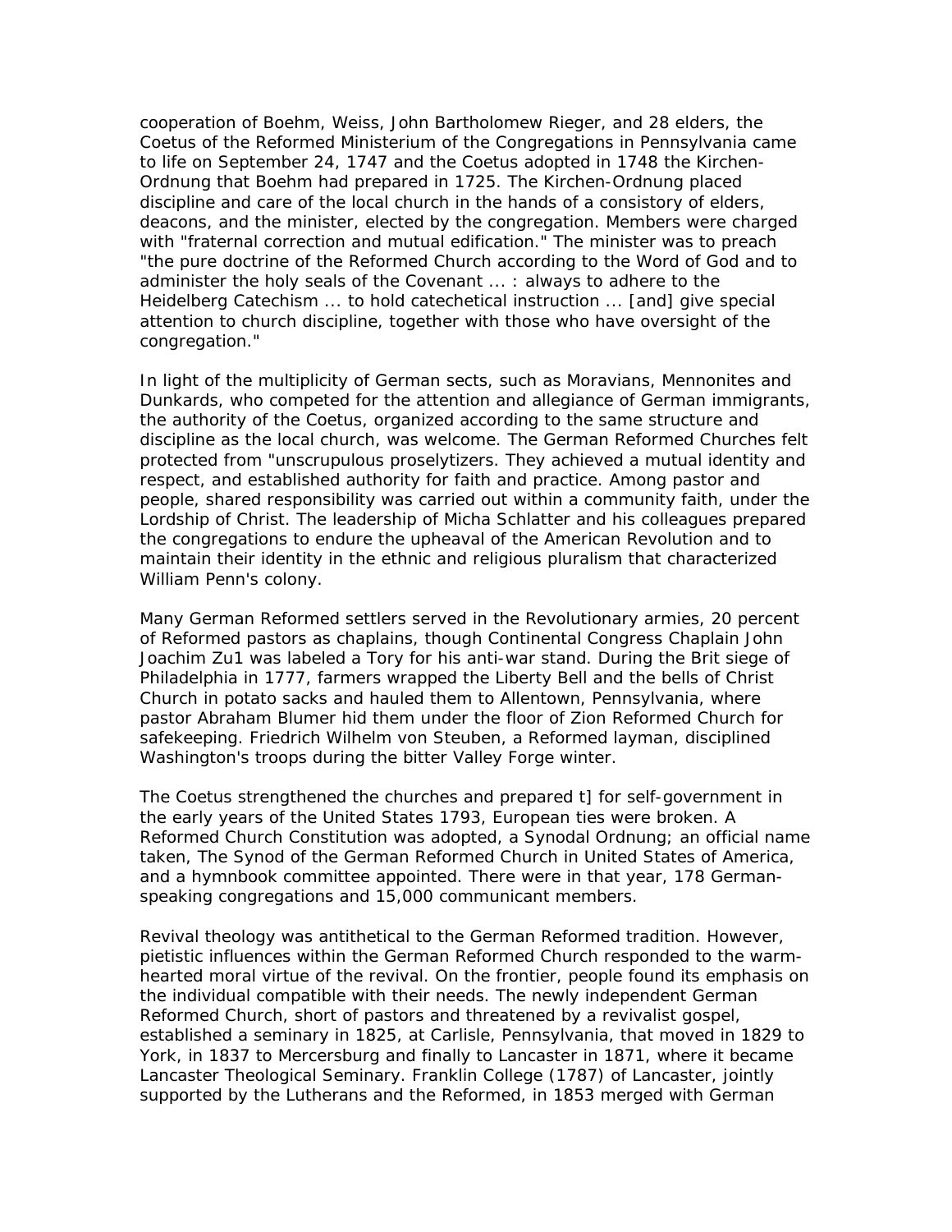cooperation of Boehm, Weiss, John Bartholomew Rieger, and 28 elders, the Coetus of the Reformed Ministerium of the Congregations in Pennsylvania came to life on September 24, 1747 and the Coetus adopted in 1748 the Kirchen-Ordnung that Boehm had prepared in 1725. The Kirchen-Ordnung placed discipline and care of the local church in the hands of a consistory of elders, deacons, and the minister, elected by the congregation. Members were charged with "fraternal correction and mutual edification." The minister was to preach "the pure doctrine of the Reformed Church according to the Word of God and to administer the holy seals of the Covenant ... : always to adhere to the Heidelberg Catechism ... to hold catechetical instruction ... [and] give special attention to church discipline, together with those who have oversight of the congregation."

In light of the multiplicity of German sects, such as Moravians, Mennonites and Dunkards, who competed for the attention and allegiance of German immigrants, the authority of the Coetus, organized according to the same structure and discipline as the local church, was welcome. The German Reformed Churches felt protected from "unscrupulous proselytizers. They achieved a mutual identity and respect, and established authority for faith and practice. Among pastor and people, shared responsibility was carried out within a community faith, under the Lordship of Christ. The leadership of Micha Schlatter and his colleagues prepared the congregations to endure the upheaval of the American Revolution and to maintain their identity in the ethnic and religious pluralism that characterized William Penn's colony.

Many German Reformed settlers served in the Revolutionary armies, 20 percent of Reformed pastors as chaplains, though Continental Congress Chaplain John Joachim Zu1 was labeled a Tory for his anti-war stand. During the Brit siege of Philadelphia in 1777, farmers wrapped the Liberty Bell and the bells of Christ Church in potato sacks and hauled them to Allentown, Pennsylvania, where pastor Abraham Blumer hid them under the floor of Zion Reformed Church for safekeeping. Friedrich Wilhelm von Steuben, a Reformed layman, disciplined Washington's troops during the bitter Valley Forge winter.

The Coetus strengthened the churches and prepared t] for self-government in the early years of the United States 1793, European ties were broken. A Reformed Church Constitution was adopted, a Synodal Ordnung; an official name taken, The Synod of the German Reformed Church in United States of America, and a hymnbook committee appointed. There were in that year, 178 German-speaking congregations and 15,000 communicant members.

Revival theology was antithetical to the German Reformed tradition. However, pietistic influences within the German Reformed Church responded to the warm-hearted moral virtue of the revival. On the frontier, people found its emphasis on the individual compatible with their needs. The newly independent German Reformed Church, short of pastors and threatened by a revivalist gospel, established a seminary in 1825, at Carlisle, Pennsylvania, that moved in 1829 to York, in 1837 to Mercersburg and finally to Lancaster in 1871, where it became Lancaster Theological Seminary. Franklin College (1787) of Lancaster, jointly supported by the Lutherans and the Reformed, in 1853 merged with German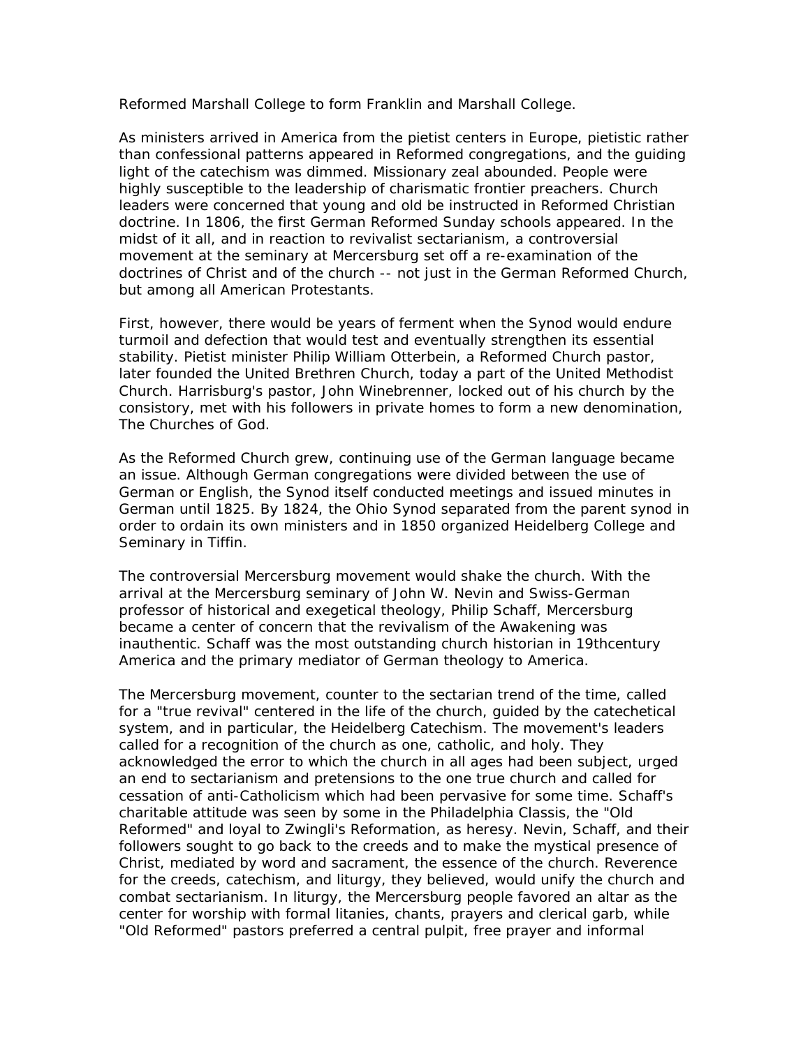Reformed Marshall College to form Franklin and Marshall College.

As ministers arrived in America from the pietist centers in Europe, pietistic rather than confessional patterns appeared in Reformed congregations, and the guiding light of the catechism was dimmed. Missionary zeal abounded. People were highly susceptible to the leadership of charismatic frontier preachers. Church leaders were concerned that young and old be instructed in Reformed Christian doctrine. In 1806, the first German Reformed Sunday schools appeared. In the midst of it all, and in reaction to revivalist sectarianism, a controversial movement at the seminary at Mercersburg set off a re-examination of the doctrines of Christ and of the church -- not just in the German Reformed Church, but among all American Protestants.

First, however, there would be years of ferment when the Synod would endure turmoil and defection that would test and eventually strengthen its essential stability. Pietist minister Philip William Otterbein, a Reformed Church pastor, later founded the United Brethren Church, today a part of the United Methodist Church. Harrisburg's pastor, John Winebrenner, locked out of his church by the consistory, met with his followers in private homes to form a new denomination, The Churches of God.

As the Reformed Church grew, continuing use of the German language became an issue. Although German congregations were divided between the use of German or English, the Synod itself conducted meetings and issued minutes in German until 1825. By 1824, the Ohio Synod separated from the parent synod in order to ordain its own ministers and in 1850 organized Heidelberg College and Seminary in Tiffin.

The controversial Mercersburg movement would shake the church. With the arrival at the Mercersburg seminary of John W. Nevin and Swiss-German professor of historical and exegetical theology, Philip Schaff, Mercersburg became a center of concern that the revivalism of the Awakening was inauthentic. Schaff was the most outstanding church historian in 19thcentury America and the primary mediator of German theology to America.

The Mercersburg movement, counter to the sectarian trend of the time, called for a "true revival" centered in the life of the church, guided by the catechetical system, and in particular, the Heidelberg Catechism. The movement's leaders called for a recognition of the church as one, catholic, and holy. They acknowledged the error to which the church in all ages had been subject, urged an end to sectarianism and pretensions to the one true church and called for cessation of anti-Catholicism which had been pervasive for some time. Schaff's charitable attitude was seen by some in the Philadelphia Classis, the "Old Reformed" and loyal to Zwingli's Reformation, as heresy. Nevin, Schaff, and their followers sought to go back to the creeds and to make the mystical presence of Christ, mediated by word and sacrament, the essence of the church. Reverence for the creeds, catechism, and liturgy, they believed, would unify the church and combat sectarianism. In liturgy, the Mercersburg people favored an altar as the center for worship with formal litanies, chants, prayers and clerical garb, while "Old Reformed" pastors preferred a central pulpit, free prayer and informal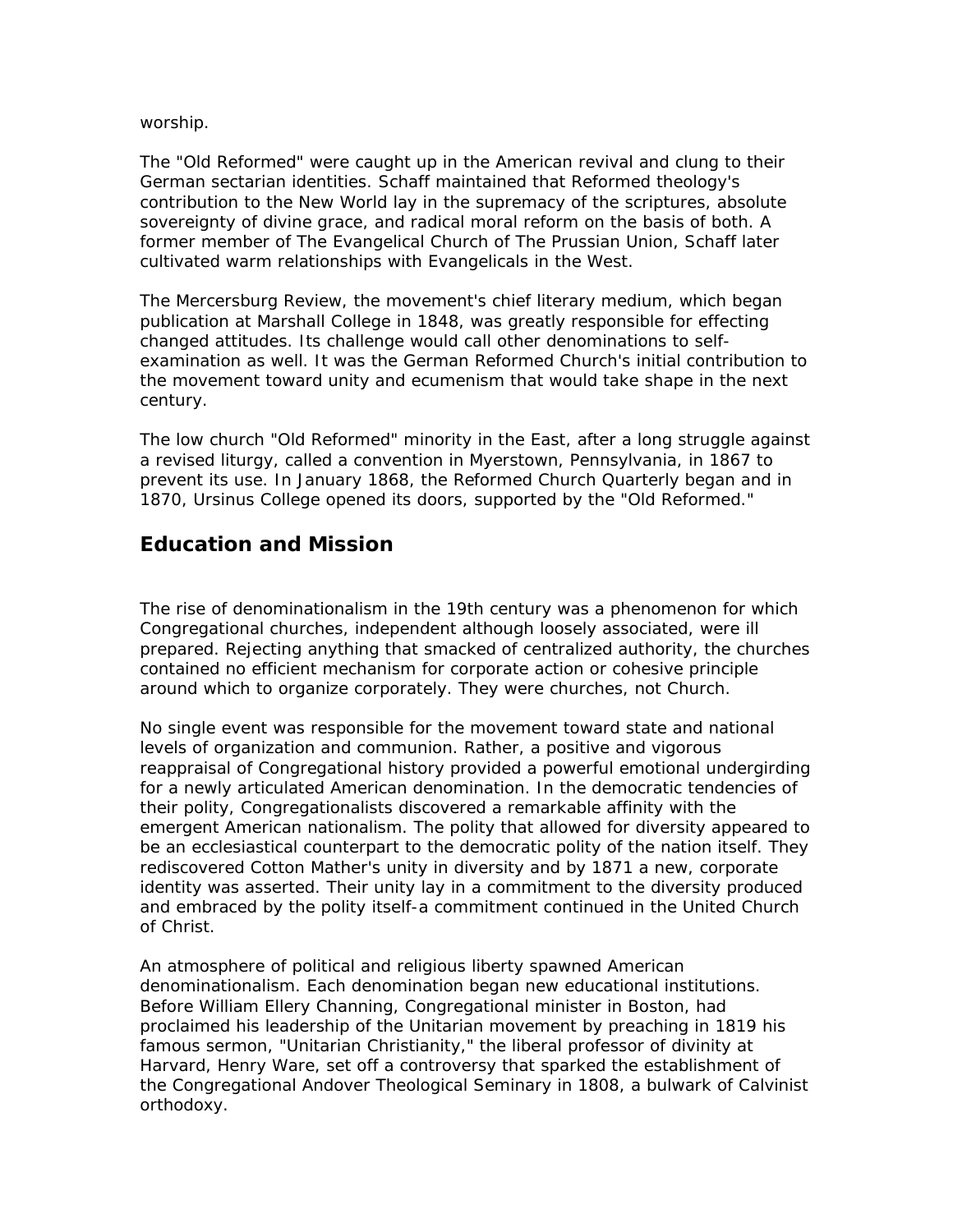worship.

The "Old Reformed" were caught up in the American revival and clung to their German sectarian identities. Schaff maintained that Reformed theology's contribution to the New World lay in the supremacy of the scriptures, absolute sovereignty of divine grace, and radical moral reform on the basis of both. A former member of The Evangelical Church of The Prussian Union, Schaff later cultivated warm relationships with Evangelicals in the West.

The Mercersburg Review, the movement's chief literary medium, which began publication at Marshall College in 1848, was greatly responsible for effecting changed attitudes. Its challenge would call other denominations to self-examination as well. It was the German Reformed Church's initial contribution to the movement toward unity and ecumenism that would take shape in the next century.

The low church "Old Reformed" minority in the East, after a long struggle against a revised liturgy, called a convention in Myerstown, Pennsylvania, in 1867 to prevent its use. In January 1868, the Reformed Church Quarterly began and in 1870, Ursinus College opened its doors, supported by the "Old Reformed."

## Education and Mission

The rise of denominationalism in the 19th century was a phenomenon for which Congregational churches, independent although loosely associated, were ill prepared. Rejecting anything that smacked of centralized authority, the churches contained no efficient mechanism for corporate action or cohesive principle around which to organize corporately. They were churches, not Church.

No single event was responsible for the movement toward state and national levels of organization and communion. Rather, a positive and vigorous reappraisal of Congregational history provided a powerful emotional undergirding for a newly articulated American denomination. In the democratic tendencies of their polity, Congregationalists discovered a remarkable affinity with the emergent American nationalism. The polity that allowed for diversity appeared to be an ecclesiastical counterpart to the democratic polity of the nation itself. They rediscovered Cotton Mather's unity in diversity and by 1871 a new, corporate identity was asserted. Their unity lay in a commitment to the diversity produced and embraced by the polity itself-a commitment continued in the United Church of Christ.

An atmosphere of political and religious liberty spawned American denominationalism. Each denomination began new educational institutions. Before William Ellery Channing, Congregational minister in Boston, had proclaimed his leadership of the Unitarian movement by preaching in 1819 his famous sermon, "Unitarian Christianity," the liberal professor of divinity at Harvard, Henry Ware, set off a controversy that sparked the establishment of the Congregational Andover Theological Seminary in 1808, a bulwark of Calvinist orthodoxy.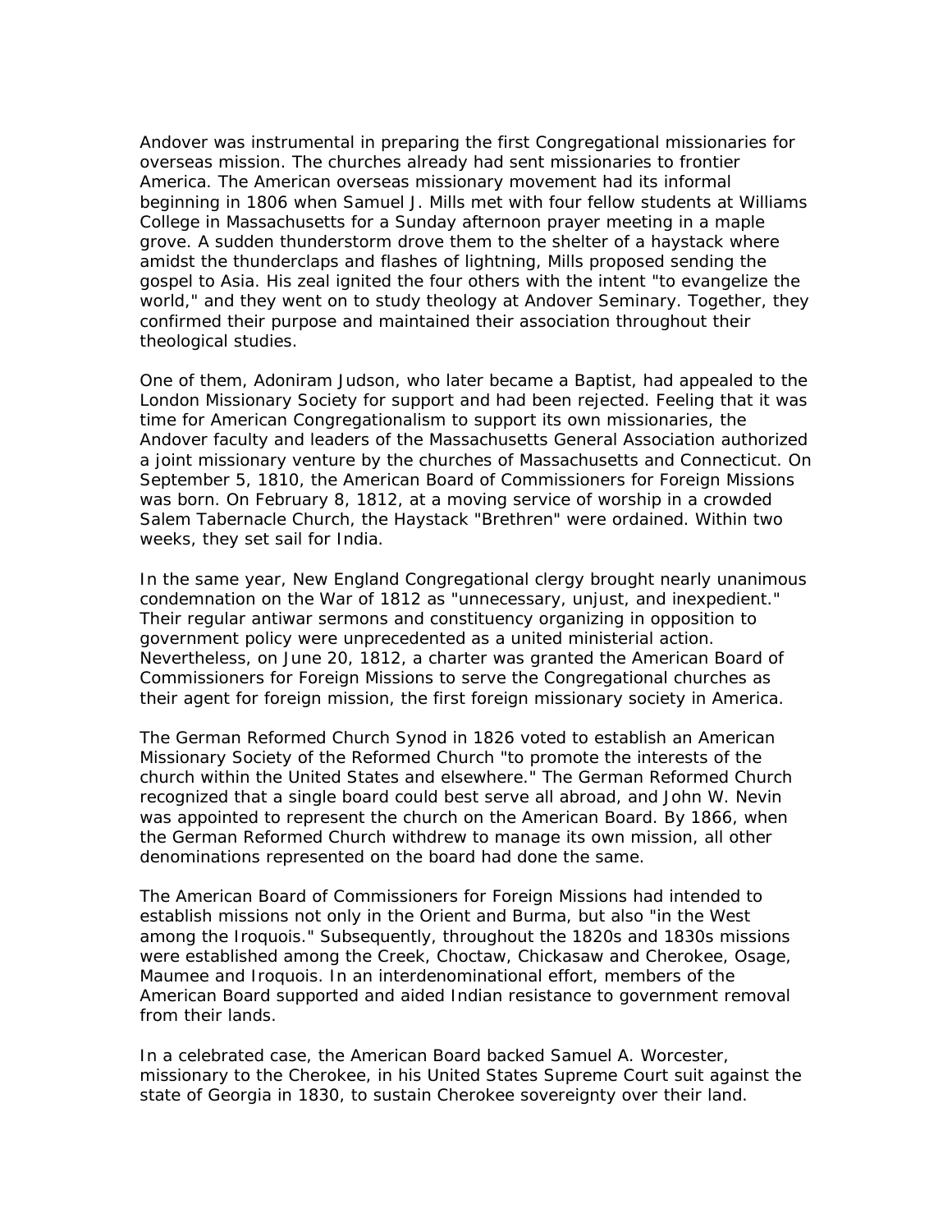Andover was instrumental in preparing the first Congregational missionaries for overseas mission. The churches already had sent missionaries to frontier America. The American overseas missionary movement had its informal beginning in 1806 when Samuel J. Mills met with four fellow students at Williams College in Massachusetts for a Sunday afternoon prayer meeting in a maple grove. A sudden thunderstorm drove them to the shelter of a haystack where amidst the thunderclaps and flashes of lightning, Mills proposed sending the gospel to Asia. His zeal ignited the four others with the intent "to evangelize the world," and they went on to study theology at Andover Seminary. Together, they confirmed their purpose and maintained their association throughout their theological studies.

One of them, Adoniram Judson, who later became a Baptist, had appealed to the London Missionary Society for support and had been rejected. Feeling that it was time for American Congregationalism to support its own missionaries, the Andover faculty and leaders of the Massachusetts General Association authorized a joint missionary venture by the churches of Massachusetts and Connecticut. On September 5, 1810, the American Board of Commissioners for Foreign Missions was born. On February 8, 1812, at a moving service of worship in a crowded Salem Tabernacle Church, the Haystack "Brethren" were ordained. Within two weeks, they set sail for India.

In the same year, New England Congregational clergy brought nearly unanimous condemnation on the War of 1812 as "unnecessary, unjust, and inexpedient." Their regular antiwar sermons and constituency organizing in opposition to government policy were unprecedented as a united ministerial action. Nevertheless, on June 20, 1812, a charter was granted the American Board of Commissioners for Foreign Missions to serve the Congregational churches as their agent for foreign mission, the first foreign missionary society in America.

The German Reformed Church Synod in 1826 voted to establish an American Missionary Society of the Reformed Church "to promote the interests of the church within the United States and elsewhere." The German Reformed Church recognized that a single board could best serve all abroad, and John W. Nevin was appointed to represent the church on the American Board. By 1866, when the German Reformed Church withdrew to manage its own mission, all other denominations represented on the board had done the same.

The American Board of Commissioners for Foreign Missions had intended to establish missions not only in the Orient and Burma, but also "in the West among the Iroquois." Subsequently, throughout the 1820s and 1830s missions were established among the Creek, Choctaw, Chickasaw and Cherokee, Osage, Maumee and Iroquois. In an interdenominational effort, members of the American Board supported and aided Indian resistance to government removal from their lands.

In a celebrated case, the American Board backed Samuel A. Worcester, missionary to the Cherokee, in his United States Supreme Court suit against the state of Georgia in 1830, to sustain Cherokee sovereignty over their land.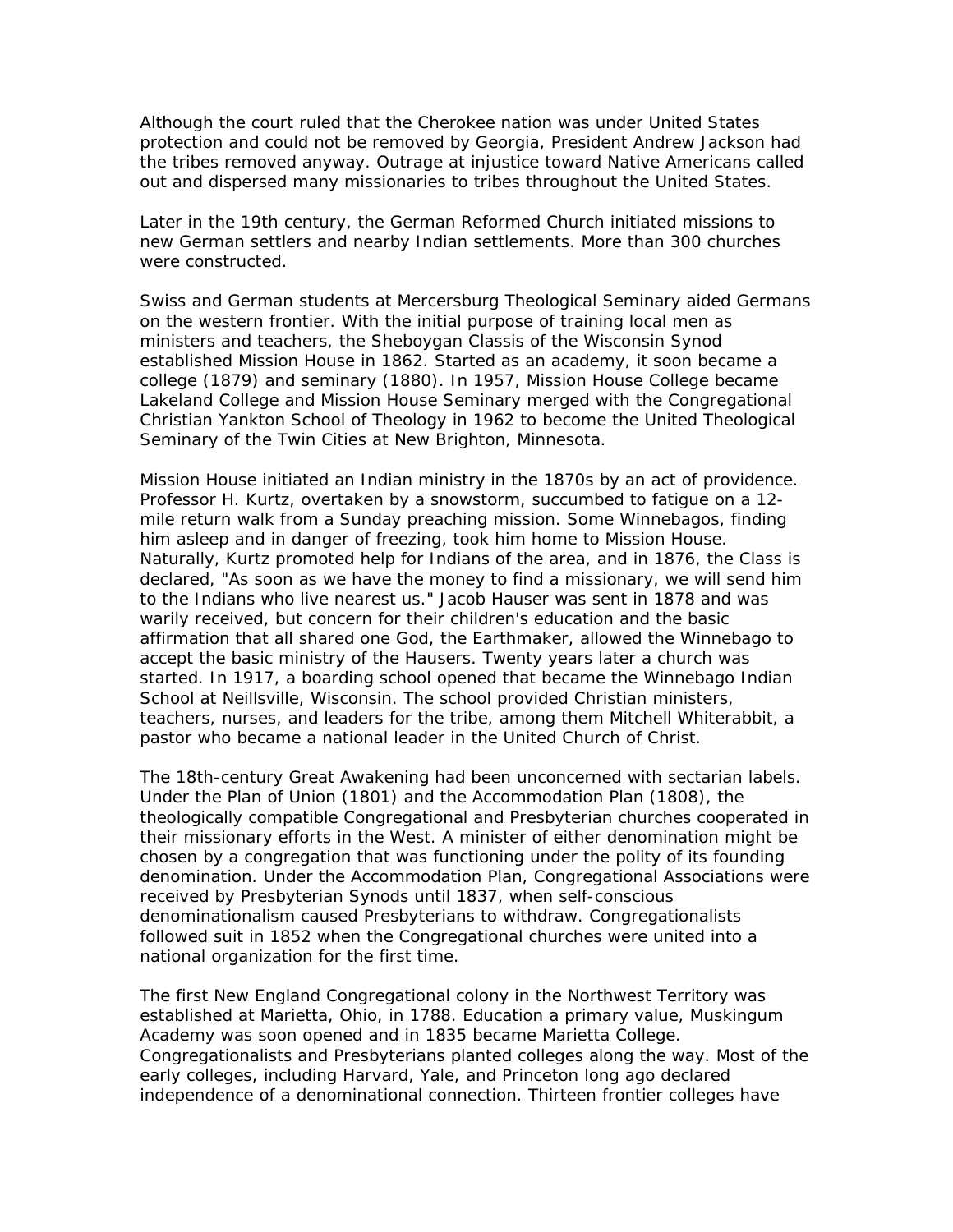Although the court ruled that the Cherokee nation was under United States protection and could not be removed by Georgia, President Andrew Jackson had the tribes removed anyway. Outrage at injustice toward Native Americans called out and dispersed many missionaries to tribes throughout the United States.

Later in the 19th century, the German Reformed Church initiated missions to new German settlers and nearby Indian settlements. More than 300 churches were constructed.

Swiss and German students at Mercersburg Theological Seminary aided Germans on the western frontier. With the initial purpose of training local men as ministers and teachers, the Sheboygan Classis of the Wisconsin Synod established Mission House in 1862. Started as an academy, it soon became a college (1879) and seminary (1880). In 1957, Mission House College became Lakeland College and Mission House Seminary merged with the Congregational Christian Yankton School of Theology in 1962 to become the United Theological Seminary of the Twin Cities at New Brighton, Minnesota.

Mission House initiated an Indian ministry in the 1870s by an act of providence. Professor H. Kurtz, overtaken by a snowstorm, succumbed to fatigue on a 12-mile return walk from a Sunday preaching mission. Some Winnebagos, finding him asleep and in danger of freezing, took him home to Mission House. Naturally, Kurtz promoted help for Indians of the area, and in 1876, the Class is declared, "As soon as we have the money to find a missionary, we will send him to the Indians who live nearest us." Jacob Hauser was sent in 1878 and was warily received, but concern for their children's education and the basic affirmation that all shared one God, the Earthmaker, allowed the Winnebago to accept the basic ministry of the Hausers. Twenty years later a church was started. In 1917, a boarding school opened that became the Winnebago Indian School at Neillsville, Wisconsin. The school provided Christian ministers, teachers, nurses, and leaders for the tribe, among them Mitchell Whiterabbit, a pastor who became a national leader in the United Church of Christ.

The 18th-century Great Awakening had been unconcerned with sectarian labels. Under the Plan of Union (1801) and the Accommodation Plan (1808), the theologically compatible Congregational and Presbyterian churches cooperated in their missionary efforts in the West. A minister of either denomination might be chosen by a congregation that was functioning under the polity of its founding denomination. Under the Accommodation Plan, Congregational Associations were received by Presbyterian Synods until 1837, when self-conscious denominationalism caused Presbyterians to withdraw. Congregationalists followed suit in 1852 when the Congregational churches were united into a national organization for the first time.

The first New England Congregational colony in the Northwest Territory was established at Marietta, Ohio, in 1788. Education a primary value, Muskingum Academy was soon opened and in 1835 became Marietta College. Congregationalists and Presbyterians planted colleges along the way. Most of the early colleges, including Harvard, Yale, and Princeton long ago declared independence of a denominational connection. Thirteen frontier colleges have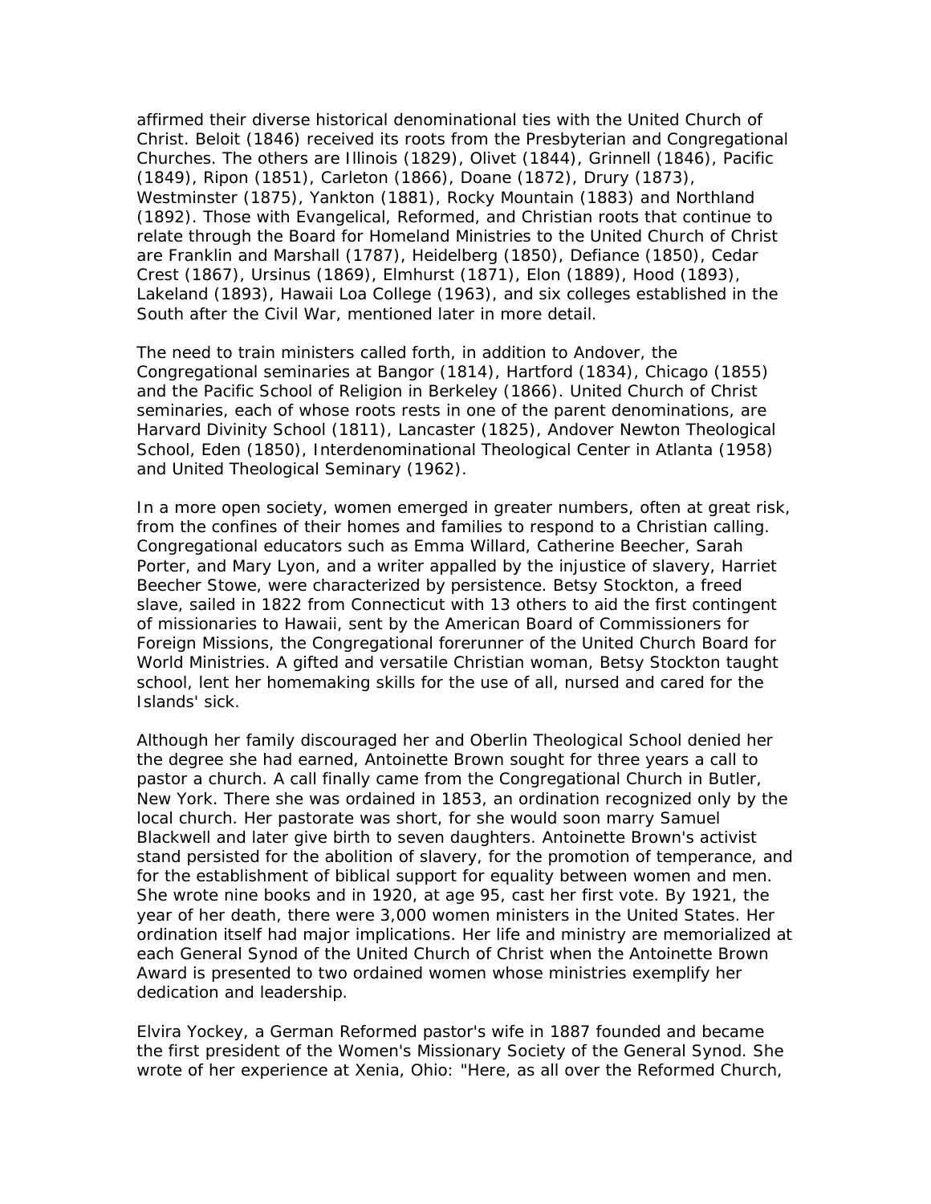affirmed their diverse historical denominational ties with the United Church of Christ. Beloit (1846) received its roots from the Presbyterian and Congregational Churches. The others are Illinois (1829), Olivet (1844), Grinnell (1846), Pacific (1849), Ripon (1851), Carleton (1866), Doane (1872), Drury (1873), Westminster (1875), Yankton (1881), Rocky Mountain (1883) and Northland (1892). Those with Evangelical, Reformed, and Christian roots that continue to relate through the Board for Homeland Ministries to the United Church of Christ are Franklin and Marshall (1787), Heidelberg (1850), Defiance (1850), Cedar Crest (1867), Ursinus (1869), Elmhurst (1871), Elon (1889), Hood (1893), Lakeland (1893), Hawaii Loa College (1963), and six colleges established in the South after the Civil War, mentioned later in more detail.

The need to train ministers called forth, in addition to Andover, the Congregational seminaries at Bangor (1814), Hartford (1834), Chicago (1855) and the Pacific School of Religion in Berkeley (1866). United Church of Christ seminaries, each of whose roots rests in one of the parent denominations, are Harvard Divinity School (1811), Lancaster (1825), Andover Newton Theological School, Eden (1850), Interdenominational Theological Center in Atlanta (1958) and United Theological Seminary (1962).

In a more open society, women emerged in greater numbers, often at great risk, from the confines of their homes and families to respond to a Christian calling. Congregational educators such as Emma Willard, Catherine Beecher, Sarah Porter, and Mary Lyon, and a writer appalled by the injustice of slavery, Harriet Beecher Stowe, were characterized by persistence. Betsy Stockton, a freed slave, sailed in 1822 from Connecticut with 13 others to aid the first contingent of missionaries to Hawaii, sent by the American Board of Commissioners for Foreign Missions, the Congregational forerunner of the United Church Board for World Ministries. A gifted and versatile Christian woman, Betsy Stockton taught school, lent her homemaking skills for the use of all, nursed and cared for the Islands' sick.

Although her family discouraged her and Oberlin Theological School denied her the degree she had earned, Antoinette Brown sought for three years a call to pastor a church. A call finally came from the Congregational Church in Butler, New York. There she was ordained in 1853, an ordination recognized only by the local church. Her pastorate was short, for she would soon marry Samuel Blackwell and later give birth to seven daughters. Antoinette Brown's activist stand persisted for the abolition of slavery, for the promotion of temperance, and for the establishment of biblical support for equality between women and men. She wrote nine books and in 1920, at age 95, cast her first vote. By 1921, the year of her death, there were 3,000 women ministers in the United States. Her ordination itself had major implications. Her life and ministry are memorialized at each General Synod of the United Church of Christ when the Antoinette Brown Award is presented to two ordained women whose ministries exemplify her dedication and leadership.

Elvira Yockey, a German Reformed pastor's wife in 1887 founded and became the first president of the Women's Missionary Society of the General Synod. She wrote of her experience at Xenia, Ohio: "Here, as all over the Reformed Church,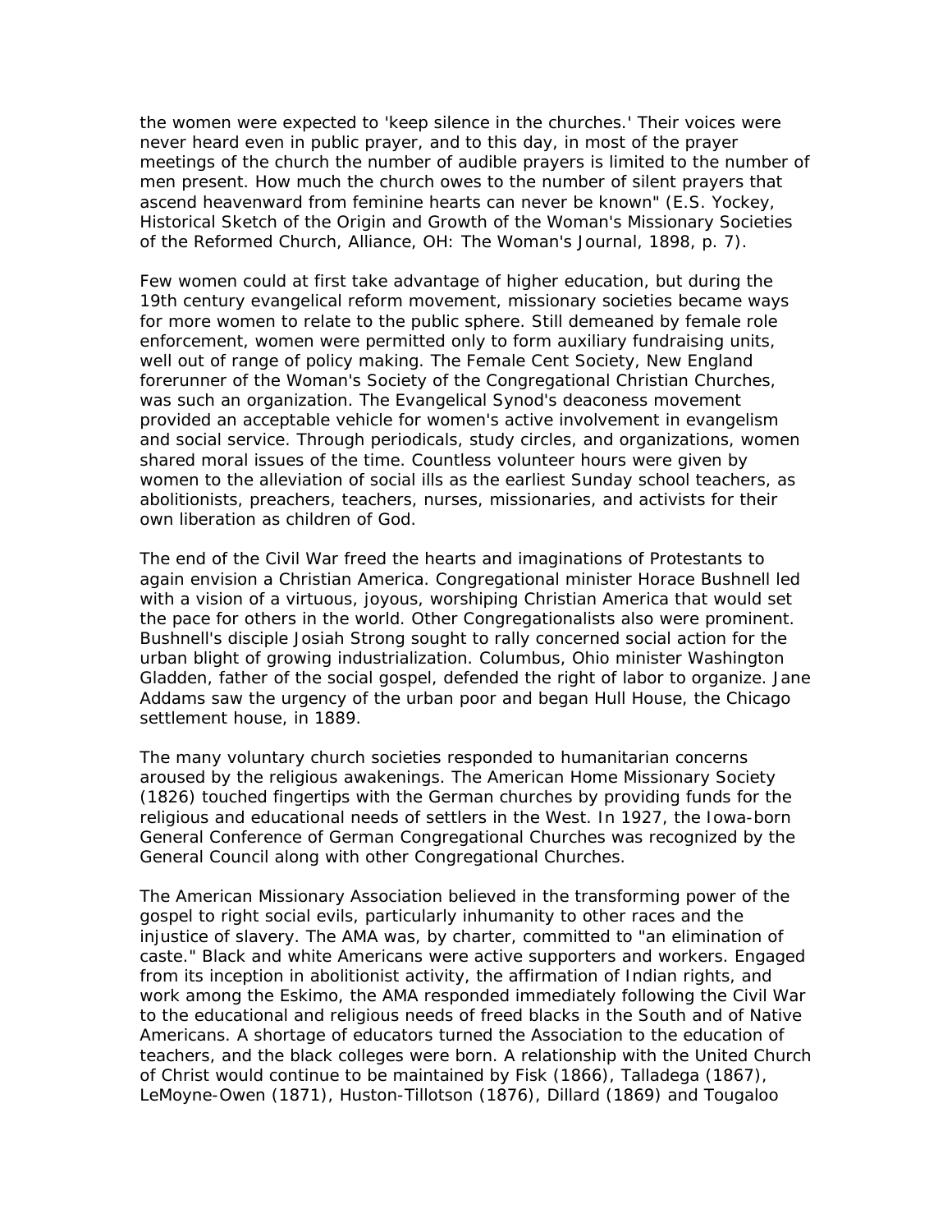the women were expected to 'keep silence in the churches.' Their voices were never heard even in public prayer, and to this day, in most of the prayer meetings of the church the number of audible prayers is limited to the number of men present. How much the church owes to the number of silent prayers that ascend heavenward from feminine hearts can never be known" (E.S. Yockey, Historical Sketch of the Origin and Growth of the Woman's Missionary Societies of the Reformed Church, Alliance, OH: The Woman's Journal, 1898, p. 7).

Few women could at first take advantage of higher education, but during the 19th century evangelical reform movement, missionary societies became ways for more women to relate to the public sphere. Still demeaned by female role enforcement, women were permitted only to form auxiliary fundraising units, well out of range of policy making. The Female Cent Society, New England forerunner of the Woman's Society of the Congregational Christian Churches, was such an organization. The Evangelical Synod's deaconess movement provided an acceptable vehicle for women's active involvement in evangelism and social service. Through periodicals, study circles, and organizations, women shared moral issues of the time. Countless volunteer hours were given by women to the alleviation of social ills as the earliest Sunday school teachers, as abolitionists, preachers, teachers, nurses, missionaries, and activists for their own liberation as children of God.

The end of the Civil War freed the hearts and imaginations of Protestants to again envision a Christian America. Congregational minister Horace Bushnell led with a vision of a virtuous, joyous, worshiping Christian America that would set the pace for others in the world. Other Congregationalists also were prominent. Bushnell's disciple Josiah Strong sought to rally concerned social action for the urban blight of growing industrialization. Columbus, Ohio minister Washington Gladden, father of the social gospel, defended the right of labor to organize. Jane Addams saw the urgency of the urban poor and began Hull House, the Chicago settlement house, in 1889.

The many voluntary church societies responded to humanitarian concerns aroused by the religious awakenings. The American Home Missionary Society (1826) touched fingertips with the German churches by providing funds for the religious and educational needs of settlers in the West. In 1927, the Iowa-born General Conference of German Congregational Churches was recognized by the General Council along with other Congregational Churches.

The American Missionary Association believed in the transforming power of the gospel to right social evils, particularly inhumanity to other races and the injustice of slavery. The AMA was, by charter, committed to "an elimination of caste." Black and white Americans were active supporters and workers. Engaged from its inception in abolitionist activity, the affirmation of Indian rights, and work among the Eskimo, the AMA responded immediately following the Civil War to the educational and religious needs of freed blacks in the South and of Native Americans. A shortage of educators turned the Association to the education of teachers, and the black colleges were born. A relationship with the United Church of Christ would continue to be maintained by Fisk (1866), Talladega (1867), LeMoyne-Owen (1871), Huston-Tillotson (1876), Dillard (1869) and Tougaloo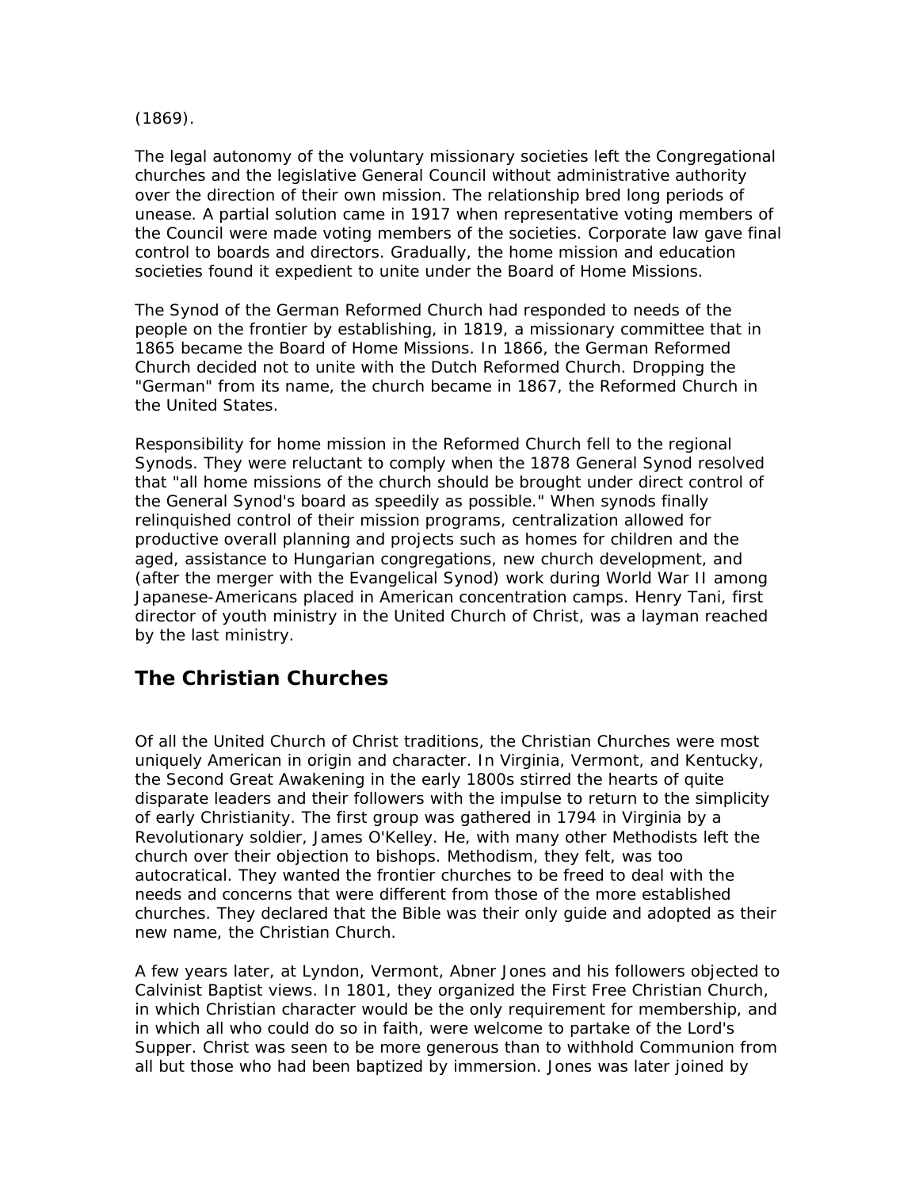(1869).

The legal autonomy of the voluntary missionary societies left the Congregational churches and the legislative General Council without administrative authority over the direction of their own mission. The relationship bred long periods of unease. A partial solution came in 1917 when representative voting members of the Council were made voting members of the societies. Corporate law gave final control to boards and directors. Gradually, the home mission and education societies found it expedient to unite under the Board of Home Missions.

The Synod of the German Reformed Church had responded to needs of the people on the frontier by establishing, in 1819, a missionary committee that in 1865 became the Board of Home Missions. In 1866, the German Reformed Church decided not to unite with the Dutch Reformed Church. Dropping the "German" from its name, the church became in 1867, the Reformed Church in the United States.

Responsibility for home mission in the Reformed Church fell to the regional Synods. They were reluctant to comply when the 1878 General Synod resolved that "all home missions of the church should be brought under direct control of the General Synod's board as speedily as possible." When synods finally relinquished control of their mission programs, centralization allowed for productive overall planning and projects such as homes for children and the aged, assistance to Hungarian congregations, new church development, and (after the merger with the Evangelical Synod) work during World War II among Japanese-Americans placed in American concentration camps. Henry Tani, first director of youth ministry in the United Church of Christ, was a layman reached by the last ministry.

## The Christian Churches

Of all the United Church of Christ traditions, the Christian Churches were most uniquely American in origin and character. In Virginia, Vermont, and Kentucky, the Second Great Awakening in the early 1800s stirred the hearts of quite disparate leaders and their followers with the impulse to return to the simplicity of early Christianity. The first group was gathered in 1794 in Virginia by a Revolutionary soldier, James O'Kelley. He, with many other Methodists left the church over their objection to bishops. Methodism, they felt, was too autocratical. They wanted the frontier churches to be freed to deal with the needs and concerns that were different from those of the more established churches. They declared that the Bible was their only guide and adopted as their new name, the Christian Church.

A few years later, at Lyndon, Vermont, Abner Jones and his followers objected to Calvinist Baptist views. In 1801, they organized the First Free Christian Church, in which Christian character would be the only requirement for membership, and in which all who could do so in faith, were welcome to partake of the Lord's Supper. Christ was seen to be more generous than to withhold Communion from all but those who had been baptized by immersion. Jones was later joined by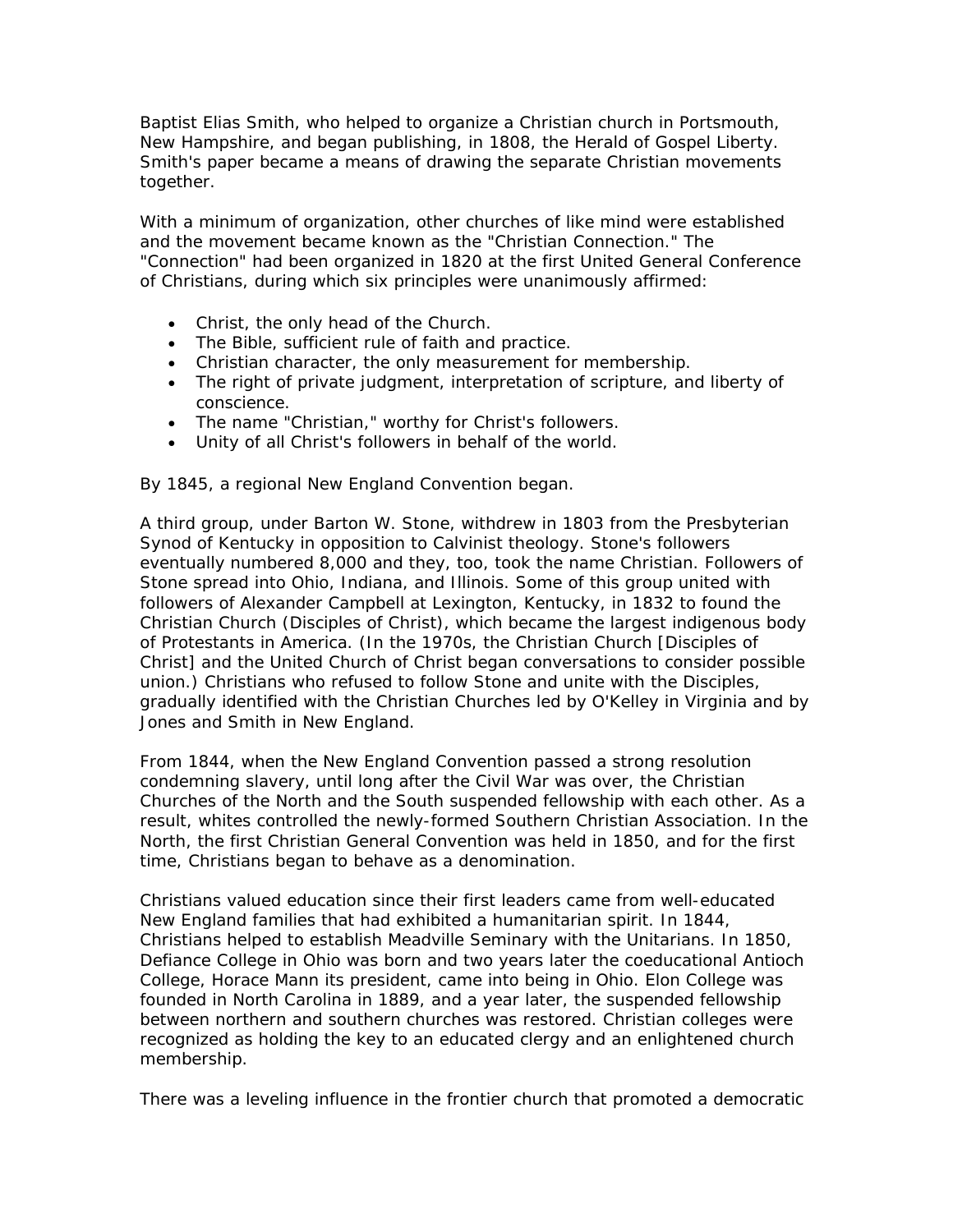Baptist Elias Smith, who helped to organize a Christian church in Portsmouth, New Hampshire, and began publishing, in 1808, the Herald of Gospel Liberty. Smith's paper became a means of drawing the separate Christian movements together.

With a minimum of organization, other churches of like mind were established and the movement became known as the "Christian Connection." The "Connection" had been organized in 1820 at the first United General Conference of Christians, during which six principles were unanimously affirmed:

- Christ, the only head of the Church.
- The Bible, sufficient rule of faith and practice.
- Christian character, the only measurement for membership.
- The right of private judgment, interpretation of scripture, and liberty of conscience.
- The name "Christian," worthy for Christ's followers.
- Unity of all Christ's followers in behalf of the world.

By 1845, a regional New England Convention began.

A third group, under Barton W. Stone, withdrew in 1803 from the Presbyterian Synod of Kentucky in opposition to Calvinist theology. Stone's followers eventually numbered 8,000 and they, too, took the name Christian. Followers of Stone spread into Ohio, Indiana, and Illinois. Some of this group united with followers of Alexander Campbell at Lexington, Kentucky, in 1832 to found the Christian Church (Disciples of Christ), which became the largest indigenous body of Protestants in America. (In the 1970s, the Christian Church [Disciples of Christ] and the United Church of Christ began conversations to consider possible union.) Christians who refused to follow Stone and unite with the Disciples, gradually identified with the Christian Churches led by O'Kelley in Virginia and by Jones and Smith in New England.

From 1844, when the New England Convention passed a strong resolution condemning slavery, until long after the Civil War was over, the Christian Churches of the North and the South suspended fellowship with each other. As a result, whites controlled the newly-formed Southern Christian Association. In the North, the first Christian General Convention was held in 1850, and for the first time, Christians began to behave as a denomination.

Christians valued education since their first leaders came from well-educated New England families that had exhibited a humanitarian spirit. In 1844, Christians helped to establish Meadville Seminary with the Unitarians. In 1850, Defiance College in Ohio was born and two years later the coeducational Antioch College, Horace Mann its president, came into being in Ohio. Elon College was founded in North Carolina in 1889, and a year later, the suspended fellowship between northern and southern churches was restored. Christian colleges were recognized as holding the key to an educated clergy and an enlightened church membership.

There was a leveling influence in the frontier church that promoted a democratic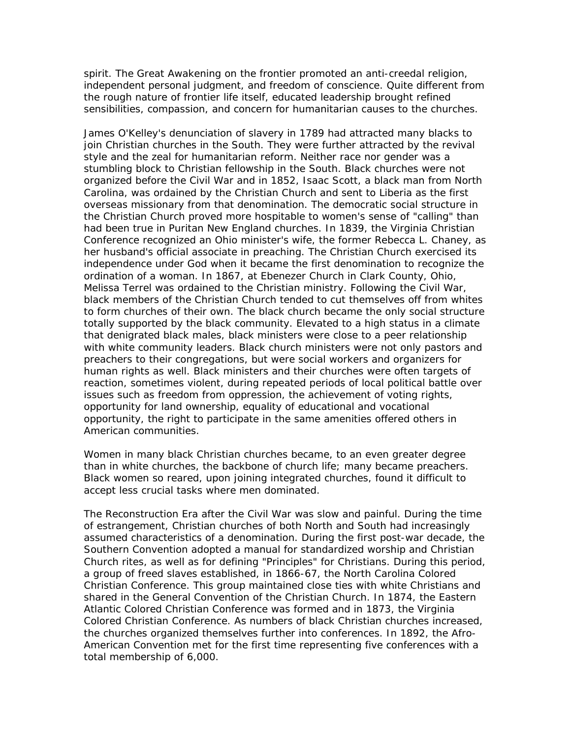spirit. The Great Awakening on the frontier promoted an anti-creedal religion, independent personal judgment, and freedom of conscience. Quite different from the rough nature of frontier life itself, educated leadership brought refined sensibilities, compassion, and concern for humanitarian causes to the churches.

James O'Kelley's denunciation of slavery in 1789 had attracted many blacks to join Christian churches in the South. They were further attracted by the revival style and the zeal for humanitarian reform. Neither race nor gender was a stumbling block to Christian fellowship in the South. Black churches were not organized before the Civil War and in 1852, Isaac Scott, a black man from North Carolina, was ordained by the Christian Church and sent to Liberia as the first overseas missionary from that denomination. The democratic social structure in the Christian Church proved more hospitable to women's sense of "calling" than had been true in Puritan New England churches. In 1839, the Virginia Christian Conference recognized an Ohio minister's wife, the former Rebecca L. Chaney, as her husband's official associate in preaching. The Christian Church exercised its independence under God when it became the first denomination to recognize the ordination of a woman. In 1867, at Ebenezer Church in Clark County, Ohio, Melissa Terrel was ordained to the Christian ministry. Following the Civil War, black members of the Christian Church tended to cut themselves off from whites to form churches of their own. The black church became the only social structure totally supported by the black community. Elevated to a high status in a climate that denigrated black males, black ministers were close to a peer relationship with white community leaders. Black church ministers were not only pastors and preachers to their congregations, but were social workers and organizers for human rights as well. Black ministers and their churches were often targets of reaction, sometimes violent, during repeated periods of local political battle over issues such as freedom from oppression, the achievement of voting rights, opportunity for land ownership, equality of educational and vocational opportunity, the right to participate in the same amenities offered others in American communities.

Women in many black Christian churches became, to an even greater degree than in white churches, the backbone of church life; many became preachers. Black women so reared, upon joining integrated churches, found it difficult to accept less crucial tasks where men dominated.

The Reconstruction Era after the Civil War was slow and painful. During the time of estrangement, Christian churches of both North and South had increasingly assumed characteristics of a denomination. During the first post-war decade, the Southern Convention adopted a manual for standardized worship and Christian Church rites, as well as for defining "Principles" for Christians. During this period, a group of freed slaves established, in 1866-67, the North Carolina Colored Christian Conference. This group maintained close ties with white Christians and shared in the General Convention of the Christian Church. In 1874, the Eastern Atlantic Colored Christian Conference was formed and in 1873, the Virginia Colored Christian Conference. As numbers of black Christian churches increased, the churches organized themselves further into conferences. In 1892, the Afro-American Convention met for the first time representing five conferences with a total membership of 6,000.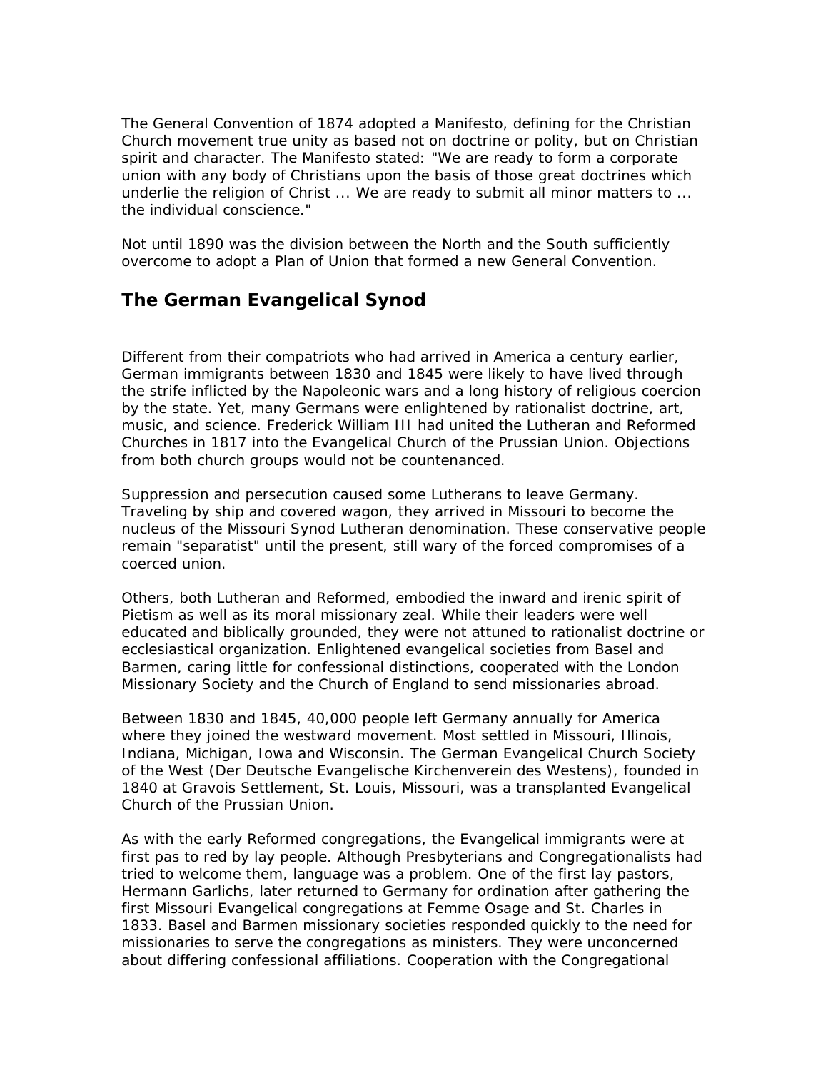The General Convention of 1874 adopted a Manifesto, defining for the Christian Church movement true unity as based not on doctrine or polity, but on Christian spirit and character. The Manifesto stated: "We are ready to form a corporate union with any body of Christians upon the basis of those great doctrines which underlie the religion of Christ ... We are ready to submit all minor matters to ... the individual conscience."

Not until 1890 was the division between the North and the South sufficiently overcome to adopt a Plan of Union that formed a new General Convention.

## The German Evangelical Synod

Different from their compatriots who had arrived in America a century earlier, German immigrants between 1830 and 1845 were likely to have lived through the strife inflicted by the Napoleonic wars and a long history of religious coercion by the state. Yet, many Germans were enlightened by rationalist doctrine, art, music, and science. Frederick William III had united the Lutheran and Reformed Churches in 1817 into the Evangelical Church of the Prussian Union. Objections from both church groups would not be countenanced.

Suppression and persecution caused some Lutherans to leave Germany. Traveling by ship and covered wagon, they arrived in Missouri to become the nucleus of the Missouri Synod Lutheran denomination. These conservative people remain "separatist" until the present, still wary of the forced compromises of a coerced union.

Others, both Lutheran and Reformed, embodied the inward and irenic spirit of Pietism as well as its moral missionary zeal. While their leaders were well educated and biblically grounded, they were not attuned to rationalist doctrine or ecclesiastical organization. Enlightened evangelical societies from Basel and Barmen, caring little for confessional distinctions, cooperated with the London Missionary Society and the Church of England to send missionaries abroad.

Between 1830 and 1845, 40,000 people left Germany annually for America where they joined the westward movement. Most settled in Missouri, Illinois, Indiana, Michigan, Iowa and Wisconsin. The German Evangelical Church Society of the West (Der Deutsche Evangelische Kirchenverein des Westens), founded in 1840 at Gravois Settlement, St. Louis, Missouri, was a transplanted Evangelical Church of the Prussian Union.

As with the early Reformed congregations, the Evangelical immigrants were at first pas to red by lay people. Although Presbyterians and Congregationalists had tried to welcome them, language was a problem. One of the first lay pastors, Hermann Garlichs, later returned to Germany for ordination after gathering the first Missouri Evangelical congregations at Femme Osage and St. Charles in 1833. Basel and Barmen missionary societies responded quickly to the need for missionaries to serve the congregations as ministers. They were unconcerned about differing confessional affiliations. Cooperation with the Congregational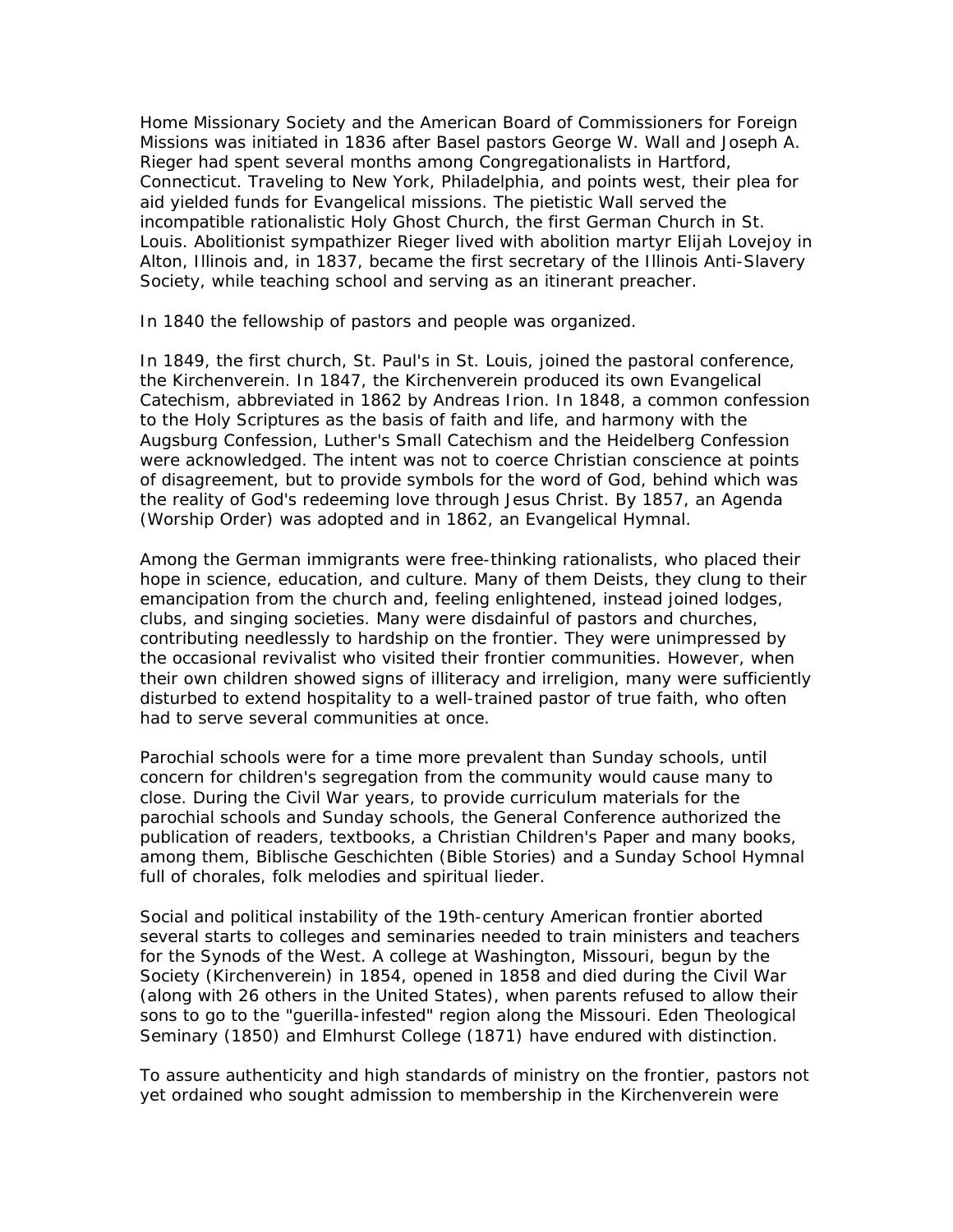Home Missionary Society and the American Board of Commissioners for Foreign Missions was initiated in 1836 after Basel pastors George W. Wall and Joseph A. Rieger had spent several months among Congregationalists in Hartford, Connecticut. Traveling to New York, Philadelphia, and points west, their plea for aid yielded funds for Evangelical missions. The pietistic Wall served the incompatible rationalistic Holy Ghost Church, the first German Church in St. Louis. Abolitionist sympathizer Rieger lived with abolition martyr Elijah Lovejoy in Alton, Illinois and, in 1837, became the first secretary of the Illinois Anti-Slavery Society, while teaching school and serving as an itinerant preacher.

In 1840 the fellowship of pastors and people was organized.

In 1849, the first church, St. Paul's in St. Louis, joined the pastoral conference, the Kirchenverein. In 1847, the Kirchenverein produced its own Evangelical Catechism, abbreviated in 1862 by Andreas Irion. In 1848, a common confession to the Holy Scriptures as the basis of faith and life, and harmony with the Augsburg Confession, Luther's Small Catechism and the Heidelberg Confession were acknowledged. The intent was not to coerce Christian conscience at points of disagreement, but to provide symbols for the word of God, behind which was the reality of God's redeeming love through Jesus Christ. By 1857, an Agenda (Worship Order) was adopted and in 1862, an Evangelical Hymnal.

Among the German immigrants were free-thinking rationalists, who placed their hope in science, education, and culture. Many of them Deists, they clung to their emancipation from the church and, feeling enlightened, instead joined lodges, clubs, and singing societies. Many were disdainful of pastors and churches, contributing needlessly to hardship on the frontier. They were unimpressed by the occasional revivalist who visited their frontier communities. However, when their own children showed signs of illiteracy and irreligion, many were sufficiently disturbed to extend hospitality to a well-trained pastor of true faith, who often had to serve several communities at once.

Parochial schools were for a time more prevalent than Sunday schools, until concern for children's segregation from the community would cause many to close. During the Civil War years, to provide curriculum materials for the parochial schools and Sunday schools, the General Conference authorized the publication of readers, textbooks, a Christian Children's Paper and many books, among them, Biblische Geschichten (Bible Stories) and a Sunday School Hymnal full of chorales, folk melodies and spiritual lieder.

Social and political instability of the 19th-century American frontier aborted several starts to colleges and seminaries needed to train ministers and teachers for the Synods of the West. A college at Washington, Missouri, begun by the Society (Kirchenverein) in 1854, opened in 1858 and died during the Civil War (along with 26 others in the United States), when parents refused to allow their sons to go to the "guerilla-infested" region along the Missouri. Eden Theological Seminary (1850) and Elmhurst College (1871) have endured with distinction.

To assure authenticity and high standards of ministry on the frontier, pastors not yet ordained who sought admission to membership in the Kirchenverein were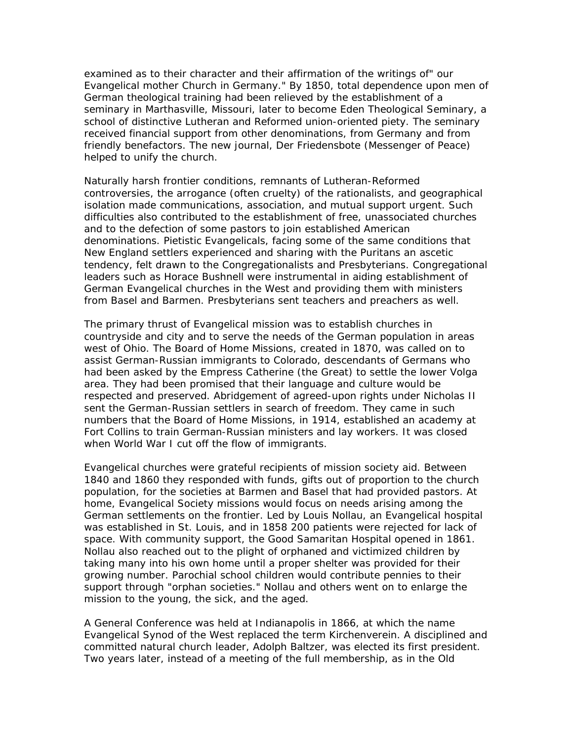examined as to their character and their affirmation of the writings of" our Evangelical mother Church in Germany." By 1850, total dependence upon men of German theological training had been relieved by the establishment of a seminary in Marthasville, Missouri, later to become Eden Theological Seminary, a school of distinctive Lutheran and Reformed union-oriented piety. The seminary received financial support from other denominations, from Germany and from friendly benefactors. The new journal, Der Friedensbote (Messenger of Peace) helped to unify the church.

Naturally harsh frontier conditions, remnants of Lutheran-Reformed controversies, the arrogance (often cruelty) of the rationalists, and geographical isolation made communications, association, and mutual support urgent. Such difficulties also contributed to the establishment of free, unassociated churches and to the defection of some pastors to join established American denominations. Pietistic Evangelicals, facing some of the same conditions that New England settlers experienced and sharing with the Puritans an ascetic tendency, felt drawn to the Congregationalists and Presbyterians. Congregational leaders such as Horace Bushnell were instrumental in aiding establishment of German Evangelical churches in the West and providing them with ministers from Basel and Barmen. Presbyterians sent teachers and preachers as well.

The primary thrust of Evangelical mission was to establish churches in countryside and city and to serve the needs of the German population in areas west of Ohio. The Board of Home Missions, created in 1870, was called on to assist German-Russian immigrants to Colorado, descendants of Germans who had been asked by the Empress Catherine (the Great) to settle the lower Volga area. They had been promised that their language and culture would be respected and preserved. Abridgement of agreed-upon rights under Nicholas II sent the German-Russian settlers in search of freedom. They came in such numbers that the Board of Home Missions, in 1914, established an academy at Fort Collins to train German-Russian ministers and lay workers. It was closed when World War I cut off the flow of immigrants.

Evangelical churches were grateful recipients of mission society aid. Between 1840 and 1860 they responded with funds, gifts out of proportion to the church population, for the societies at Barmen and Basel that had provided pastors. At home, Evangelical Society missions would focus on needs arising among the German settlements on the frontier. Led by Louis Nollau, an Evangelical hospital was established in St. Louis, and in 1858 200 patients were rejected for lack of space. With community support, the Good Samaritan Hospital opened in 1861. Nollau also reached out to the plight of orphaned and victimized children by taking many into his own home until a proper shelter was provided for their growing number. Parochial school children would contribute pennies to their support through "orphan societies." Nollau and others went on to enlarge the mission to the young, the sick, and the aged.

A General Conference was held at Indianapolis in 1866, at which the name Evangelical Synod of the West replaced the term Kirchenverein. A disciplined and committed natural church leader, Adolph Baltzer, was elected its first president. Two years later, instead of a meeting of the full membership, as in the Old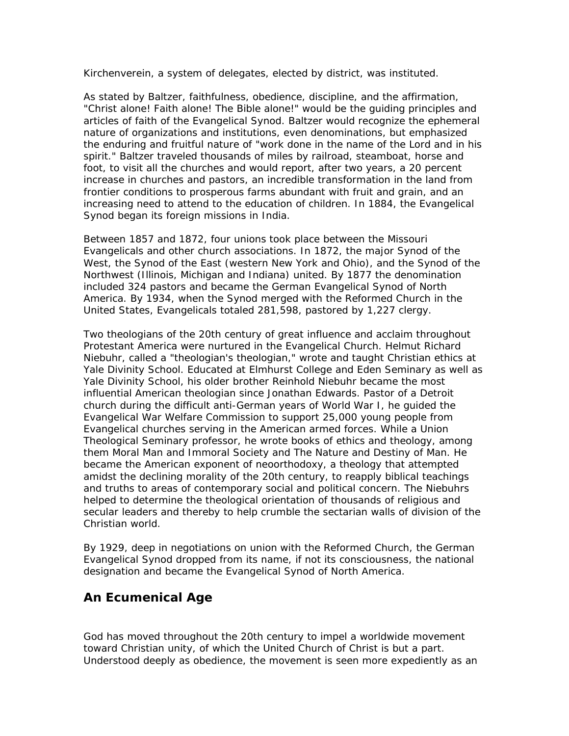Kirchenverein, a system of delegates, elected by district, was instituted.

As stated by Baltzer, faithfulness, obedience, discipline, and the affirmation, "Christ alone! Faith alone! The Bible alone!" would be the guiding principles and articles of faith of the Evangelical Synod. Baltzer would recognize the ephemeral nature of organizations and institutions, even denominations, but emphasized the enduring and fruitful nature of "work done in the name of the Lord and in his spirit." Baltzer traveled thousands of miles by railroad, steamboat, horse and foot, to visit all the churches and would report, after two years, a 20 percent increase in churches and pastors, an incredible transformation in the land from frontier conditions to prosperous farms abundant with fruit and grain, and an increasing need to attend to the education of children. In 1884, the Evangelical Synod began its foreign missions in India.

Between 1857 and 1872, four unions took place between the Missouri Evangelicals and other church associations. In 1872, the major Synod of the West, the Synod of the East (western New York and Ohio), and the Synod of the Northwest (Illinois, Michigan and Indiana) united. By 1877 the denomination included 324 pastors and became the German Evangelical Synod of North America. By 1934, when the Synod merged with the Reformed Church in the United States, Evangelicals totaled 281,598, pastored by 1,227 clergy.

Two theologians of the 20th century of great influence and acclaim throughout Protestant America were nurtured in the Evangelical Church. Helmut Richard Niebuhr, called a "theologian's theologian," wrote and taught Christian ethics at Yale Divinity School. Educated at Elmhurst College and Eden Seminary as well as Yale Divinity School, his older brother Reinhold Niebuhr became the most influential American theologian since Jonathan Edwards. Pastor of a Detroit church during the difficult anti-German years of World War I, he guided the Evangelical War Welfare Commission to support 25,000 young people from Evangelical churches serving in the American armed forces. While a Union Theological Seminary professor, he wrote books of ethics and theology, among them Moral Man and Immoral Society and The Nature and Destiny of Man. He became the American exponent of neoorthodoxy, a theology that attempted amidst the declining morality of the 20th century, to reapply biblical teachings and truths to areas of contemporary social and political concern. The Niebuhrs helped to determine the theological orientation of thousands of religious and secular leaders and thereby to help crumble the sectarian walls of division of the Christian world.

By 1929, deep in negotiations on union with the Reformed Church, the German Evangelical Synod dropped from its name, if not its consciousness, the national designation and became the Evangelical Synod of North America.

## An Ecumenical Age

God has moved throughout the 20th century to impel a worldwide movement toward Christian unity, of which the United Church of Christ is but a part. Understood deeply as obedience, the movement is seen more expediently as an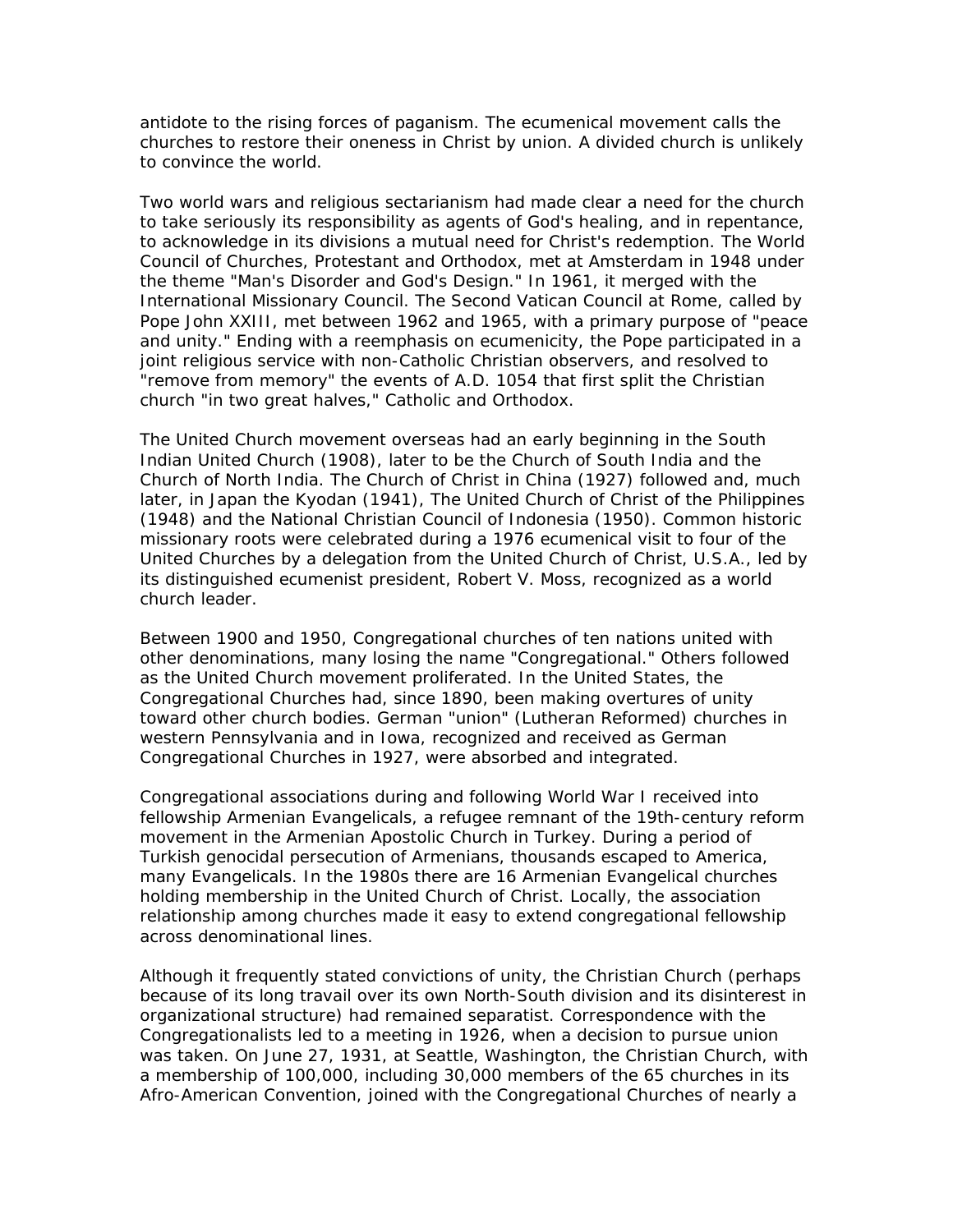antidote to the rising forces of paganism. The ecumenical movement calls the churches to restore their oneness in Christ by union. A divided church is unlikely to convince the world.

Two world wars and religious sectarianism had made clear a need for the church to take seriously its responsibility as agents of God's healing, and in repentance, to acknowledge in its divisions a mutual need for Christ's redemption. The World Council of Churches, Protestant and Orthodox, met at Amsterdam in 1948 under the theme "Man's Disorder and God's Design." In 1961, it merged with the International Missionary Council. The Second Vatican Council at Rome, called by Pope John XXIII, met between 1962 and 1965, with a primary purpose of "peace and unity." Ending with a reemphasis on ecumenicity, the Pope participated in a joint religious service with non-Catholic Christian observers, and resolved to "remove from memory" the events of A.D. 1054 that first split the Christian church "in two great halves," Catholic and Orthodox.

The United Church movement overseas had an early beginning in the South Indian United Church (1908), later to be the Church of South India and the Church of North India. The Church of Christ in China (1927) followed and, much later, in Japan the Kyodan (1941), The United Church of Christ of the Philippines (1948) and the National Christian Council of Indonesia (1950). Common historic missionary roots were celebrated during a 1976 ecumenical visit to four of the United Churches by a delegation from the United Church of Christ, U.S.A., led by its distinguished ecumenist president, Robert V. Moss, recognized as a world church leader.

Between 1900 and 1950, Congregational churches of ten nations united with other denominations, many losing the name "Congregational." Others followed as the United Church movement proliferated. In the United States, the Congregational Churches had, since 1890, been making overtures of unity toward other church bodies. German "union" (Lutheran Reformed) churches in western Pennsylvania and in Iowa, recognized and received as German Congregational Churches in 1927, were absorbed and integrated.

Congregational associations during and following World War I received into fellowship Armenian Evangelicals, a refugee remnant of the 19th-century reform movement in the Armenian Apostolic Church in Turkey. During a period of Turkish genocidal persecution of Armenians, thousands escaped to America, many Evangelicals. In the 1980s there are 16 Armenian Evangelical churches holding membership in the United Church of Christ. Locally, the association relationship among churches made it easy to extend congregational fellowship across denominational lines.

Although it frequently stated convictions of unity, the Christian Church (perhaps because of its long travail over its own North-South division and its disinterest in organizational structure) had remained separatist. Correspondence with the Congregationalists led to a meeting in 1926, when a decision to pursue union was taken. On June 27, 1931, at Seattle, Washington, the Christian Church, with a membership of 100,000, including 30,000 members of the 65 churches in its Afro-American Convention, joined with the Congregational Churches of nearly a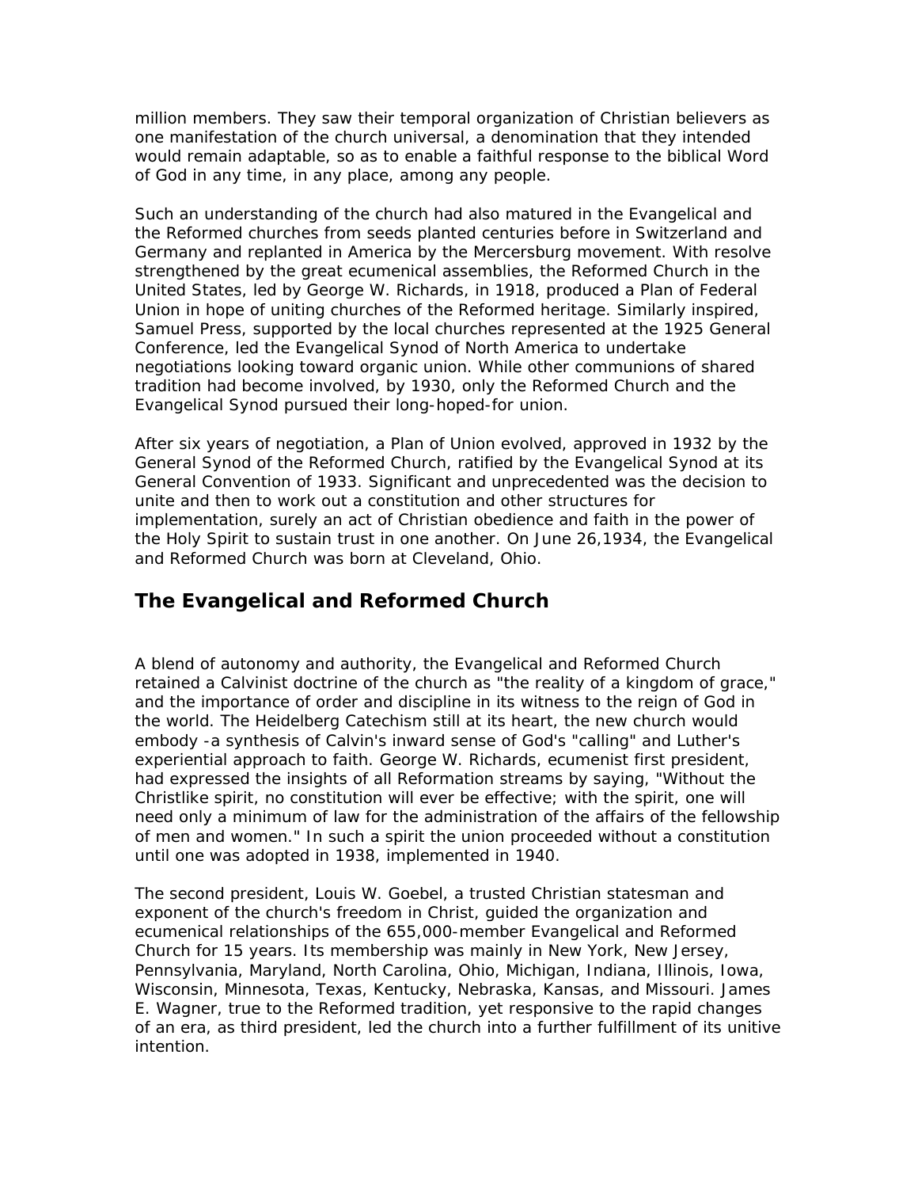million members. They saw their temporal organization of Christian believers as one manifestation of the church universal, a denomination that they intended would remain adaptable, so as to enable a faithful response to the biblical Word of God in any time, in any place, among any people.

Such an understanding of the church had also matured in the Evangelical and the Reformed churches from seeds planted centuries before in Switzerland and Germany and replanted in America by the Mercersburg movement. With resolve strengthened by the great ecumenical assemblies, the Reformed Church in the United States, led by George W. Richards, in 1918, produced a Plan of Federal Union in hope of uniting churches of the Reformed heritage. Similarly inspired, Samuel Press, supported by the local churches represented at the 1925 General Conference, led the Evangelical Synod of North America to undertake negotiations looking toward organic union. While other communions of shared tradition had become involved, by 1930, only the Reformed Church and the Evangelical Synod pursued their long-hoped-for union.

After six years of negotiation, a Plan of Union evolved, approved in 1932 by the General Synod of the Reformed Church, ratified by the Evangelical Synod at its General Convention of 1933. Significant and unprecedented was the decision to unite and then to work out a constitution and other structures for implementation, surely an act of Christian obedience and faith in the power of the Holy Spirit to sustain trust in one another. On June 26,1934, the Evangelical and Reformed Church was born at Cleveland, Ohio.

## The Evangelical and Reformed Church

A blend of autonomy and authority, the Evangelical and Reformed Church retained a Calvinist doctrine of the church as "the reality of a kingdom of grace," and the importance of order and discipline in its witness to the reign of God in the world. The Heidelberg Catechism still at its heart, the new church would embody -a synthesis of Calvin's inward sense of God's "calling" and Luther's experiential approach to faith. George W. Richards, ecumenist first president, had expressed the insights of all Reformation streams by saying, "Without the Christlike spirit, no constitution will ever be effective; with the spirit, one will need only a minimum of law for the administration of the affairs of the fellowship of men and women." In such a spirit the union proceeded without a constitution until one was adopted in 1938, implemented in 1940.

The second president, Louis W. Goebel, a trusted Christian statesman and exponent of the church's freedom in Christ, guided the organization and ecumenical relationships of the 655,000-member Evangelical and Reformed Church for 15 years. Its membership was mainly in New York, New Jersey, Pennsylvania, Maryland, North Carolina, Ohio, Michigan, Indiana, Illinois, Iowa, Wisconsin, Minnesota, Texas, Kentucky, Nebraska, Kansas, and Missouri. James E. Wagner, true to the Reformed tradition, yet responsive to the rapid changes of an era, as third president, led the church into a further fulfillment of its unitive intention.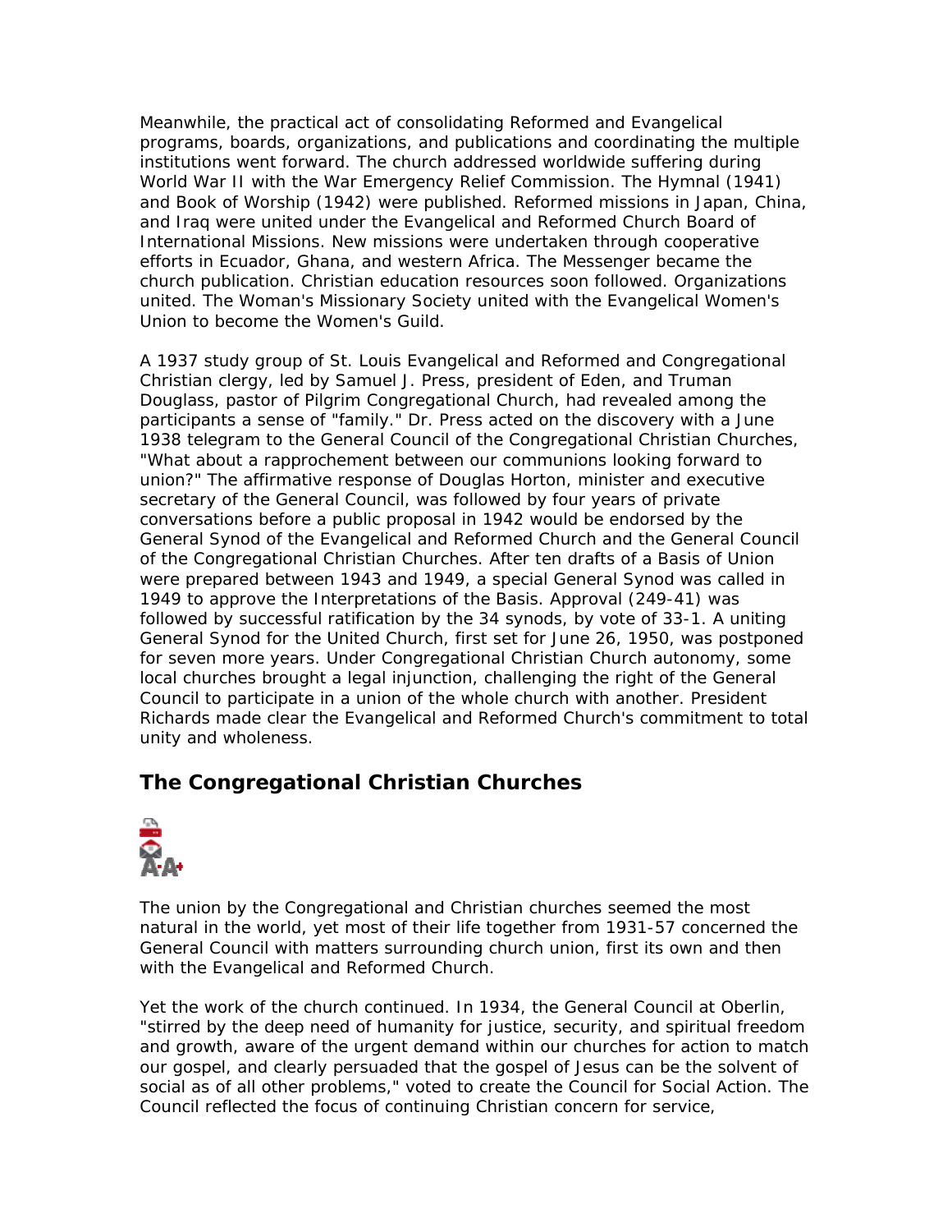Meanwhile, the practical act of consolidating Reformed and Evangelical programs, boards, organizations, and publications and coordinating the multiple institutions went forward. The church addressed worldwide suffering during World War II with the War Emergency Relief Commission. The Hymnal (1941) and Book of Worship (1942) were published. Reformed missions in Japan, China, and Iraq were united under the Evangelical and Reformed Church Board of International Missions. New missions were undertaken through cooperative efforts in Ecuador, Ghana, and western Africa. The Messenger became the church publication. Christian education resources soon followed. Organizations united. The Woman's Missionary Society united with the Evangelical Women's Union to become the Women's Guild.

A 1937 study group of St. Louis Evangelical and Reformed and Congregational Christian clergy, led by Samuel J. Press, president of Eden, and Truman Douglass, pastor of Pilgrim Congregational Church, had revealed among the participants a sense of "family." Dr. Press acted on the discovery with a June 1938 telegram to the General Council of the Congregational Christian Churches, "What about a rapprochement between our communions looking forward to union?" The affirmative response of Douglas Horton, minister and executive secretary of the General Council, was followed by four years of private conversations before a public proposal in 1942 would be endorsed by the General Synod of the Evangelical and Reformed Church and the General Council of the Congregational Christian Churches. After ten drafts of a Basis of Union were prepared between 1943 and 1949, a special General Synod was called in 1949 to approve the Interpretations of the Basis. Approval (249-41) was followed by successful ratification by the 34 synods, by vote of 33-1. A uniting General Synod for the United Church, first set for June 26, 1950, was postponed for seven more years. Under Congregational Christian Church autonomy, some local churches brought a legal injunction, challenging the right of the General Council to participate in a union of the whole church with another. President Richards made clear the Evangelical and Reformed Church's commitment to total unity and wholeness.

## The Congregational Christian Churches

The union by the Congregational and Christian churches seemed the most natural in the world, yet most of their life together from 1931-57 concerned the General Council with matters surrounding church union, first its own and then with the Evangelical and Reformed Church.

Yet the work of the church continued. In 1934, the General Council at Oberlin, "stirred by the deep need of humanity for justice, security, and spiritual freedom and growth, aware of the urgent demand within our churches for action to match our gospel, and clearly persuaded that the gospel of Jesus can be the solvent of social as of all other problems," voted to create the Council for Social Action. The Council reflected the focus of continuing Christian concern for service,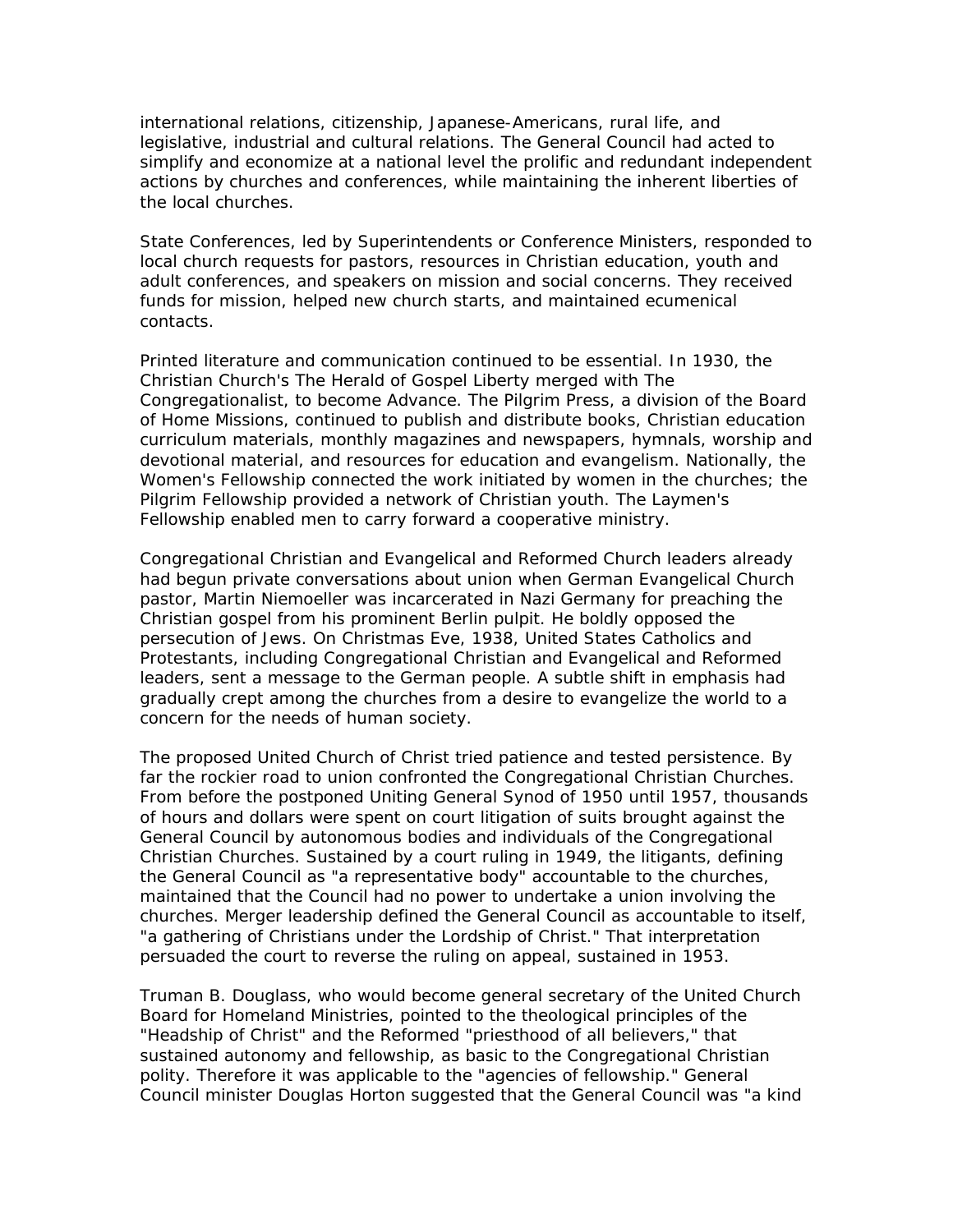international relations, citizenship, Japanese-Americans, rural life, and legislative, industrial and cultural relations. The General Council had acted to simplify and economize at a national level the prolific and redundant independent actions by churches and conferences, while maintaining the inherent liberties of the local churches.

State Conferences, led by Superintendents or Conference Ministers, responded to local church requests for pastors, resources in Christian education, youth and adult conferences, and speakers on mission and social concerns. They received funds for mission, helped new church starts, and maintained ecumenical contacts.

Printed literature and communication continued to be essential. In 1930, the Christian Church's The Herald of Gospel Liberty merged with The Congregationalist, to become Advance. The Pilgrim Press, a division of the Board of Home Missions, continued to publish and distribute books, Christian education curriculum materials, monthly magazines and newspapers, hymnals, worship and devotional material, and resources for education and evangelism. Nationally, the Women's Fellowship connected the work initiated by women in the churches; the Pilgrim Fellowship provided a network of Christian youth. The Laymen's Fellowship enabled men to carry forward a cooperative ministry.

Congregational Christian and Evangelical and Reformed Church leaders already had begun private conversations about union when German Evangelical Church pastor, Martin Niemoeller was incarcerated in Nazi Germany for preaching the Christian gospel from his prominent Berlin pulpit. He boldly opposed the persecution of Jews. On Christmas Eve, 1938, United States Catholics and Protestants, including Congregational Christian and Evangelical and Reformed leaders, sent a message to the German people. A subtle shift in emphasis had gradually crept among the churches from a desire to evangelize the world to a concern for the needs of human society.

The proposed United Church of Christ tried patience and tested persistence. By far the rockier road to union confronted the Congregational Christian Churches. From before the postponed Uniting General Synod of 1950 until 1957, thousands of hours and dollars were spent on court litigation of suits brought against the General Council by autonomous bodies and individuals of the Congregational Christian Churches. Sustained by a court ruling in 1949, the litigants, defining the General Council as "a representative body" accountable to the churches, maintained that the Council had no power to undertake a union involving the churches. Merger leadership defined the General Council as accountable to itself, "a gathering of Christians under the Lordship of Christ." That interpretation persuaded the court to reverse the ruling on appeal, sustained in 1953.

Truman B. Douglass, who would become general secretary of the United Church Board for Homeland Ministries, pointed to the theological principles of the "Headship of Christ" and the Reformed "priesthood of all believers," that sustained autonomy and fellowship, as basic to the Congregational Christian polity. Therefore it was applicable to the "agencies of fellowship." General Council minister Douglas Horton suggested that the General Council was "a kind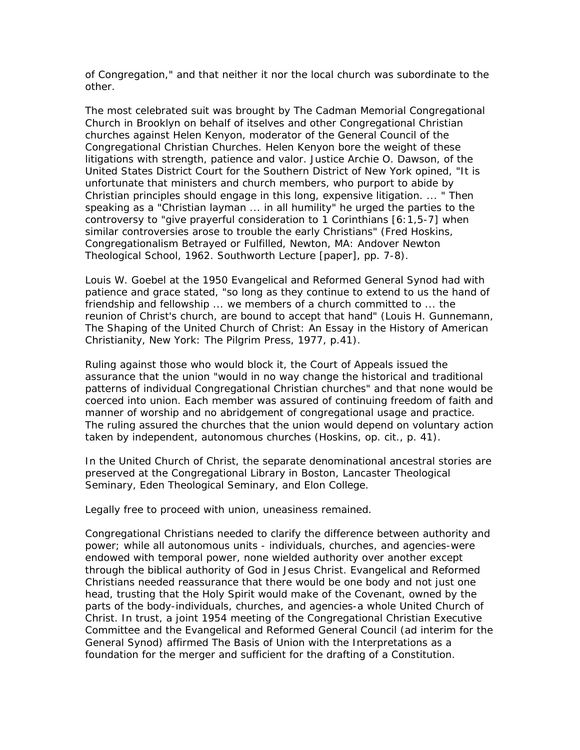of Congregation," and that neither it nor the local church was subordinate to the other.

The most celebrated suit was brought by The Cadman Memorial Congregational Church in Brooklyn on behalf of itselves and other Congregational Christian churches against Helen Kenyon, moderator of the General Council of the Congregational Christian Churches. Helen Kenyon bore the weight of these litigations with strength, patience and valor. Justice Archie O. Dawson, of the United States District Court for the Southern District of New York opined, "It is unfortunate that ministers and church members, who purport to abide by Christian principles should engage in this long, expensive litigation. ... " Then speaking as a "Christian layman ... in all humility" he urged the parties to the controversy to "give prayerful consideration to 1 Corinthians [6:1,5-7] when similar controversies arose to trouble the early Christians" (Fred Hoskins, Congregationalism Betrayed or Fulfilled, Newton, MA: Andover Newton Theological School, 1962. Southworth Lecture [paper], pp. 7-8).

Louis W. Goebel at the 1950 Evangelical and Reformed General Synod had with patience and grace stated, "so long as they continue to extend to us the hand of friendship and fellowship ... we members of a church committed to ... the reunion of Christ's church, are bound to accept that hand" (Louis H. Gunnemann, The Shaping of the United Church of Christ: An Essay in the History of American Christianity, New York: The Pilgrim Press, 1977, p.41).

Ruling against those who would block it, the Court of Appeals issued the assurance that the union "would in no way change the historical and traditional patterns of individual Congregational Christian churches" and that none would be coerced into union. Each member was assured of continuing freedom of faith and manner of worship and no abridgement of congregational usage and practice. The ruling assured the churches that the union would depend on voluntary action taken by independent, autonomous churches (Hoskins, op. cit., p. 41).

In the United Church of Christ, the separate denominational ancestral stories are preserved at the Congregational Library in Boston, Lancaster Theological Seminary, Eden Theological Seminary, and Elon College.

Legally free to proceed with union, uneasiness remained.

Congregational Christians needed to clarify the difference between authority and power; while all autonomous units - individuals, churches, and agencies-were endowed with temporal power, none wielded authority over another except through the biblical authority of God in Jesus Christ. Evangelical and Reformed Christians needed reassurance that there would be one body and not just one head, trusting that the Holy Spirit would make of the Covenant, owned by the parts of the body-individuals, churches, and agencies-a whole United Church of Christ. In trust, a joint 1954 meeting of the Congregational Christian Executive Committee and the Evangelical and Reformed General Council (ad interim for the General Synod) affirmed The Basis of Union with the Interpretations as a foundation for the merger and sufficient for the drafting of a Constitution.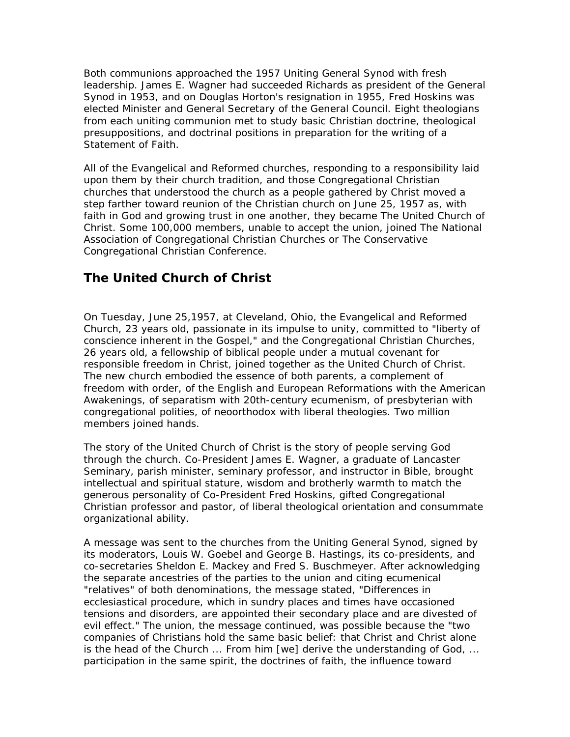Both communions approached the 1957 Uniting General Synod with fresh leadership. James E. Wagner had succeeded Richards as president of the General Synod in 1953, and on Douglas Horton's resignation in 1955, Fred Hoskins was elected Minister and General Secretary of the General Council. Eight theologians from each uniting communion met to study basic Christian doctrine, theological presuppositions, and doctrinal positions in preparation for the writing of a Statement of Faith.

All of the Evangelical and Reformed churches, responding to a responsibility laid upon them by their church tradition, and those Congregational Christian churches that understood the church as a people gathered by Christ moved a step farther toward reunion of the Christian church on June 25, 1957 as, with faith in God and growing trust in one another, they became The United Church of Christ. Some 100,000 members, unable to accept the union, joined The National Association of Congregational Christian Churches or The Conservative Congregational Christian Conference.

## The United Church of Christ

On Tuesday, June 25,1957, at Cleveland, Ohio, the Evangelical and Reformed Church, 23 years old, passionate in its impulse to unity, committed to "liberty of conscience inherent in the Gospel," and the Congregational Christian Churches, 26 years old, a fellowship of biblical people under a mutual covenant for responsible freedom in Christ, joined together as the United Church of Christ. The new church embodied the essence of both parents, a complement of freedom with order, of the English and European Reformations with the American Awakenings, of separatism with 20th-century ecumenism, of presbyterian with congregational polities, of neoorthodox with liberal theologies. Two million members joined hands.

The story of the United Church of Christ is the story of people serving God through the church. Co-President James E. Wagner, a graduate of Lancaster Seminary, parish minister, seminary professor, and instructor in Bible, brought intellectual and spiritual stature, wisdom and brotherly warmth to match the generous personality of Co-President Fred Hoskins, gifted Congregational Christian professor and pastor, of liberal theological orientation and consummate organizational ability.

A message was sent to the churches from the Uniting General Synod, signed by its moderators, Louis W. Goebel and George B. Hastings, its co-presidents, and co-secretaries Sheldon E. Mackey and Fred S. Buschmeyer. After acknowledging the separate ancestries of the parties to the union and citing ecumenical "relatives" of both denominations, the message stated, "Differences in ecclesiastical procedure, which in sundry places and times have occasioned tensions and disorders, are appointed their secondary place and are divested of evil effect." The union, the message continued, was possible because the "two companies of Christians hold the same basic belief: that Christ and Christ alone is the head of the Church ... From him [we] derive the understanding of God, ... participation in the same spirit, the doctrines of faith, the influence toward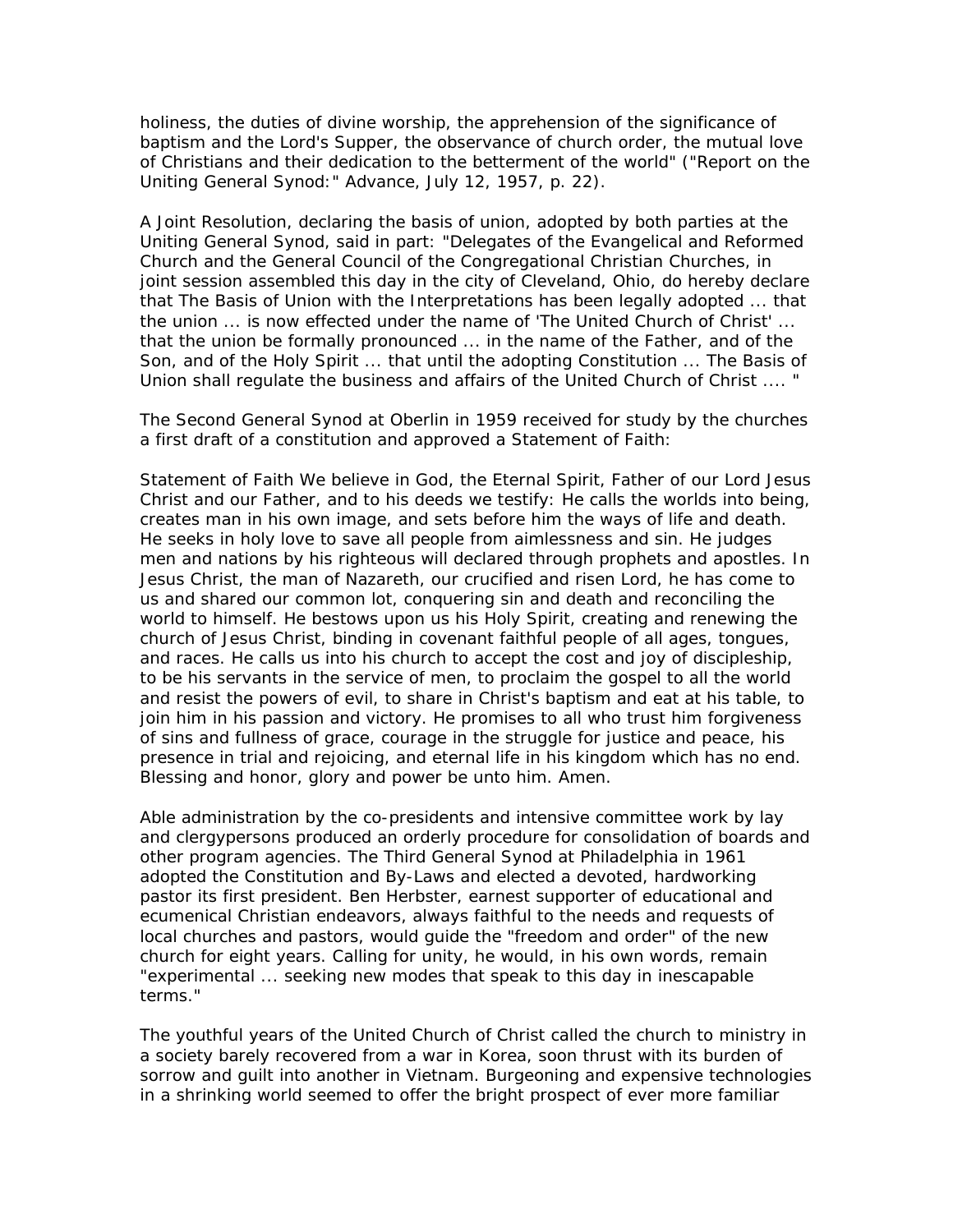holiness, the duties of divine worship, the apprehension of the significance of baptism and the Lord's Supper, the observance of church order, the mutual love of Christians and their dedication to the betterment of the world" ("Report on the Uniting General Synod:" Advance, July 12, 1957, p. 22).

A Joint Resolution, declaring the basis of union, adopted by both parties at the Uniting General Synod, said in part: "Delegates of the Evangelical and Reformed Church and the General Council of the Congregational Christian Churches, in joint session assembled this day in the city of Cleveland, Ohio, do hereby declare that The Basis of Union with the Interpretations has been legally adopted ... that the union ... is now effected under the name of 'The United Church of Christ' ... that the union be formally pronounced ... in the name of the Father, and of the Son, and of the Holy Spirit ... that until the adopting Constitution ... The Basis of Union shall regulate the business and affairs of the United Church of Christ .... "

The Second General Synod at Oberlin in 1959 received for study by the churches a first draft of a constitution and approved a Statement of Faith:

Statement of Faith We believe in God, the Eternal Spirit, Father of our Lord Jesus Christ and our Father, and to his deeds we testify: He calls the worlds into being, creates man in his own image, and sets before him the ways of life and death. He seeks in holy love to save all people from aimlessness and sin. He judges men and nations by his righteous will declared through prophets and apostles. In Jesus Christ, the man of Nazareth, our crucified and risen Lord, he has come to us and shared our common lot, conquering sin and death and reconciling the world to himself. He bestows upon us his Holy Spirit, creating and renewing the church of Jesus Christ, binding in covenant faithful people of all ages, tongues, and races. He calls us into his church to accept the cost and joy of discipleship, to be his servants in the service of men, to proclaim the gospel to all the world and resist the powers of evil, to share in Christ's baptism and eat at his table, to join him in his passion and victory. He promises to all who trust him forgiveness of sins and fullness of grace, courage in the struggle for justice and peace, his presence in trial and rejoicing, and eternal life in his kingdom which has no end. Blessing and honor, glory and power be unto him. Amen.

Able administration by the co-presidents and intensive committee work by lay and clergypersons produced an orderly procedure for consolidation of boards and other program agencies. The Third General Synod at Philadelphia in 1961 adopted the Constitution and By-Laws and elected a devoted, hardworking pastor its first president. Ben Herbster, earnest supporter of educational and ecumenical Christian endeavors, always faithful to the needs and requests of local churches and pastors, would guide the "freedom and order" of the new church for eight years. Calling for unity, he would, in his own words, remain "experimental ... seeking new modes that speak to this day in inescapable terms."

The youthful years of the United Church of Christ called the church to ministry in a society barely recovered from a war in Korea, soon thrust with its burden of sorrow and guilt into another in Vietnam. Burgeoning and expensive technologies in a shrinking world seemed to offer the bright prospect of ever more familiar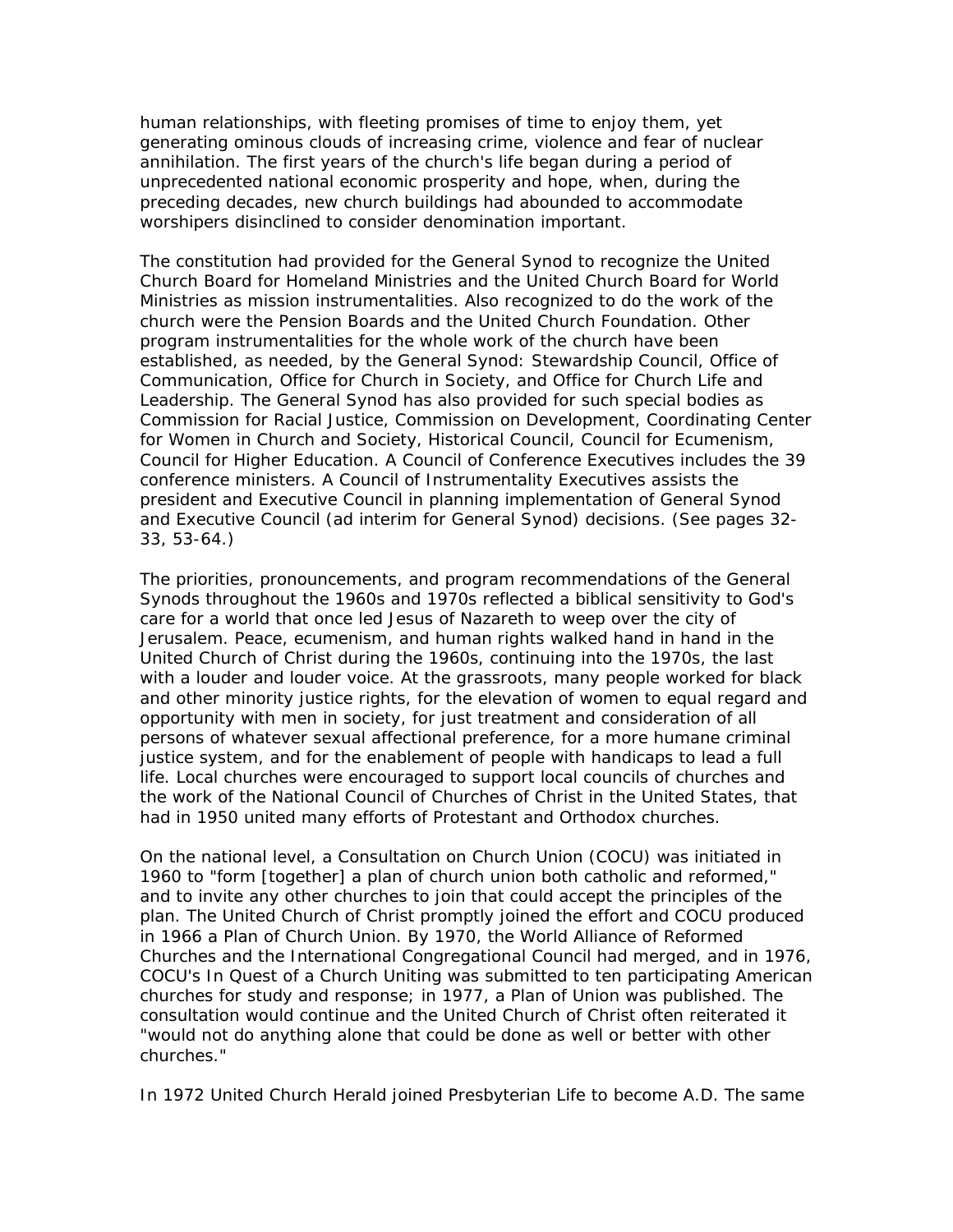human relationships, with fleeting promises of time to enjoy them, yet generating ominous clouds of increasing crime, violence and fear of nuclear annihilation. The first years of the church's life began during a period of unprecedented national economic prosperity and hope, when, during the preceding decades, new church buildings had abounded to accommodate worshipers disinclined to consider denomination important.

The constitution had provided for the General Synod to recognize the United Church Board for Homeland Ministries and the United Church Board for World Ministries as mission instrumentalities. Also recognized to do the work of the church were the Pension Boards and the United Church Foundation. Other program instrumentalities for the whole work of the church have been established, as needed, by the General Synod: Stewardship Council, Office of Communication, Office for Church in Society, and Office for Church Life and Leadership. The General Synod has also provided for such special bodies as Commission for Racial Justice, Commission on Development, Coordinating Center for Women in Church and Society, Historical Council, Council for Ecumenism, Council for Higher Education. A Council of Conference Executives includes the 39 conference ministers. A Council of Instrumentality Executives assists the president and Executive Council in planning implementation of General Synod and Executive Council (ad interim for General Synod) decisions. (See pages 32-33, 53-64.)

The priorities, pronouncements, and program recommendations of the General Synods throughout the 1960s and 1970s reflected a biblical sensitivity to God's care for a world that once led Jesus of Nazareth to weep over the city of Jerusalem. Peace, ecumenism, and human rights walked hand in hand in the United Church of Christ during the 1960s, continuing into the 1970s, the last with a louder and louder voice. At the grassroots, many people worked for black and other minority justice rights, for the elevation of women to equal regard and opportunity with men in society, for just treatment and consideration of all persons of whatever sexual affectional preference, for a more humane criminal justice system, and for the enablement of people with handicaps to lead a full life. Local churches were encouraged to support local councils of churches and the work of the National Council of Churches of Christ in the United States, that had in 1950 united many efforts of Protestant and Orthodox churches.

On the national level, a Consultation on Church Union (COCU) was initiated in 1960 to "form [together] a plan of church union both catholic and reformed," and to invite any other churches to join that could accept the principles of the plan. The United Church of Christ promptly joined the effort and COCU produced in 1966 a Plan of Church Union. By 1970, the World Alliance of Reformed Churches and the International Congregational Council had merged, and in 1976, COCU's In Quest of a Church Uniting was submitted to ten participating American churches for study and response; in 1977, a Plan of Union was published. The consultation would continue and the United Church of Christ often reiterated it "would not do anything alone that could be done as well or better with other churches."

In 1972 United Church Herald joined Presbyterian Life to become A.D. The same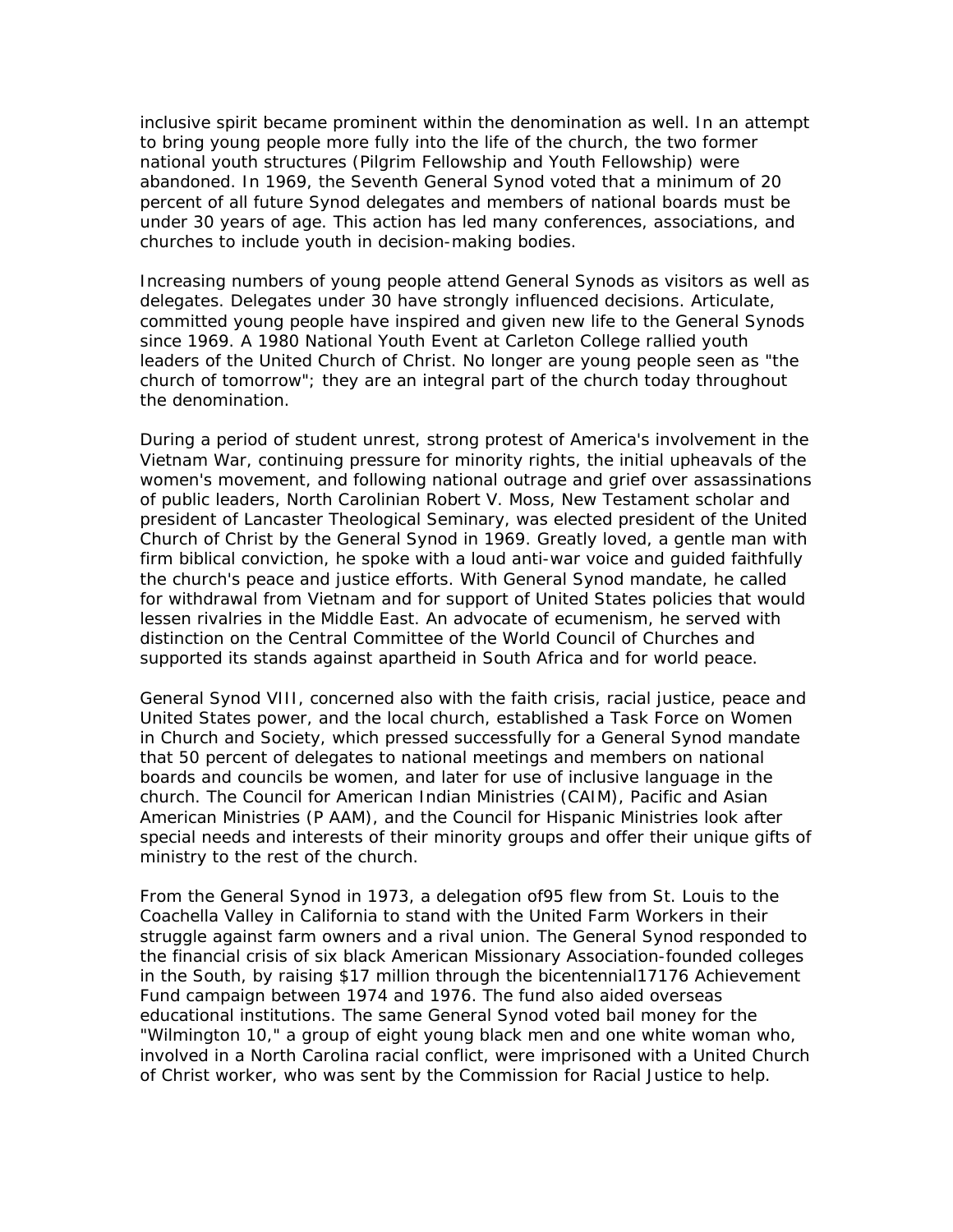inclusive spirit became prominent within the denomination as well. In an attempt to bring young people more fully into the life of the church, the two former national youth structures (Pilgrim Fellowship and Youth Fellowship) were abandoned. In 1969, the Seventh General Synod voted that a minimum of 20 percent of all future Synod delegates and members of national boards must be under 30 years of age. This action has led many conferences, associations, and churches to include youth in decision-making bodies.

Increasing numbers of young people attend General Synods as visitors as well as delegates. Delegates under 30 have strongly influenced decisions. Articulate, committed young people have inspired and given new life to the General Synods since 1969. A 1980 National Youth Event at Carleton College rallied youth leaders of the United Church of Christ. No longer are young people seen as "the church of tomorrow"; they are an integral part of the church today throughout the denomination.

During a period of student unrest, strong protest of America's involvement in the Vietnam War, continuing pressure for minority rights, the initial upheavals of the women's movement, and following national outrage and grief over assassinations of public leaders, North Carolinian Robert V. Moss, New Testament scholar and president of Lancaster Theological Seminary, was elected president of the United Church of Christ by the General Synod in 1969. Greatly loved, a gentle man with firm biblical conviction, he spoke with a loud anti-war voice and guided faithfully the church's peace and justice efforts. With General Synod mandate, he called for withdrawal from Vietnam and for support of United States policies that would lessen rivalries in the Middle East. An advocate of ecumenism, he served with distinction on the Central Committee of the World Council of Churches and supported its stands against apartheid in South Africa and for world peace.

General Synod VIII, concerned also with the faith crisis, racial justice, peace and United States power, and the local church, established a Task Force on Women in Church and Society, which pressed successfully for a General Synod mandate that 50 percent of delegates to national meetings and members on national boards and councils be women, and later for use of inclusive language in the church. The Council for American Indian Ministries (CAIM), Pacific and Asian American Ministries (P AAM), and the Council for Hispanic Ministries look after special needs and interests of their minority groups and offer their unique gifts of ministry to the rest of the church.

From the General Synod in 1973, a delegation of95 flew from St. Louis to the Coachella Valley in California to stand with the United Farm Workers in their struggle against farm owners and a rival union. The General Synod responded to the financial crisis of six black American Missionary Association-founded colleges in the South, by raising $17 million through the bicentennial17176 Achievement Fund campaign between 1974 and 1976. The fund also aided overseas educational institutions. The same General Synod voted bail money for the "Wilmington 10," a group of eight young black men and one white woman who, involved in a North Carolina racial conflict, were imprisoned with a United Church of Christ worker, who was sent by the Commission for Racial Justice to help.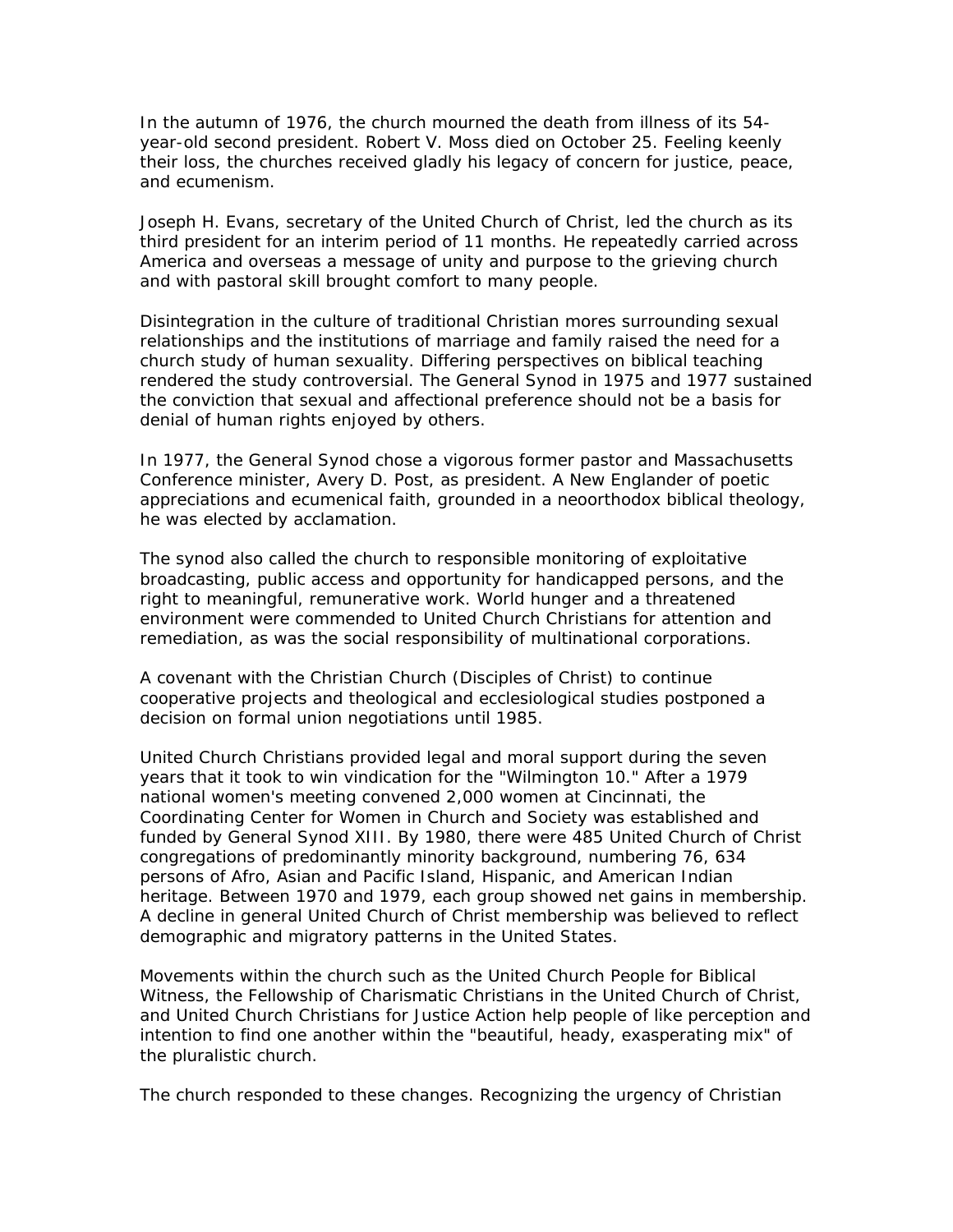In the autumn of 1976, the church mourned the death from illness of its 54-year-old second president. Robert V. Moss died on October 25. Feeling keenly their loss, the churches received gladly his legacy of concern for justice, peace, and ecumenism.

Joseph H. Evans, secretary of the United Church of Christ, led the church as its third president for an interim period of 11 months. He repeatedly carried across America and overseas a message of unity and purpose to the grieving church and with pastoral skill brought comfort to many people.

Disintegration in the culture of traditional Christian mores surrounding sexual relationships and the institutions of marriage and family raised the need for a church study of human sexuality. Differing perspectives on biblical teaching rendered the study controversial. The General Synod in 1975 and 1977 sustained the conviction that sexual and affectional preference should not be a basis for denial of human rights enjoyed by others.

In 1977, the General Synod chose a vigorous former pastor and Massachusetts Conference minister, Avery D. Post, as president. A New Englander of poetic appreciations and ecumenical faith, grounded in a neoorthodox biblical theology, he was elected by acclamation.

The synod also called the church to responsible monitoring of exploitative broadcasting, public access and opportunity for handicapped persons, and the right to meaningful, remunerative work. World hunger and a threatened environment were commended to United Church Christians for attention and remediation, as was the social responsibility of multinational corporations.

A covenant with the Christian Church (Disciples of Christ) to continue cooperative projects and theological and ecclesiological studies postponed a decision on formal union negotiations until 1985.

United Church Christians provided legal and moral support during the seven years that it took to win vindication for the "Wilmington 10." After a 1979 national women's meeting convened 2,000 women at Cincinnati, the Coordinating Center for Women in Church and Society was established and funded by General Synod XIII. By 1980, there were 485 United Church of Christ congregations of predominantly minority background, numbering 76, 634 persons of Afro, Asian and Pacific Island, Hispanic, and American Indian heritage. Between 1970 and 1979, each group showed net gains in membership. A decline in general United Church of Christ membership was believed to reflect demographic and migratory patterns in the United States.

Movements within the church such as the United Church People for Biblical Witness, the Fellowship of Charismatic Christians in the United Church of Christ, and United Church Christians for Justice Action help people of like perception and intention to find one another within the "beautiful, heady, exasperating mix" of the pluralistic church.

The church responded to these changes. Recognizing the urgency of Christian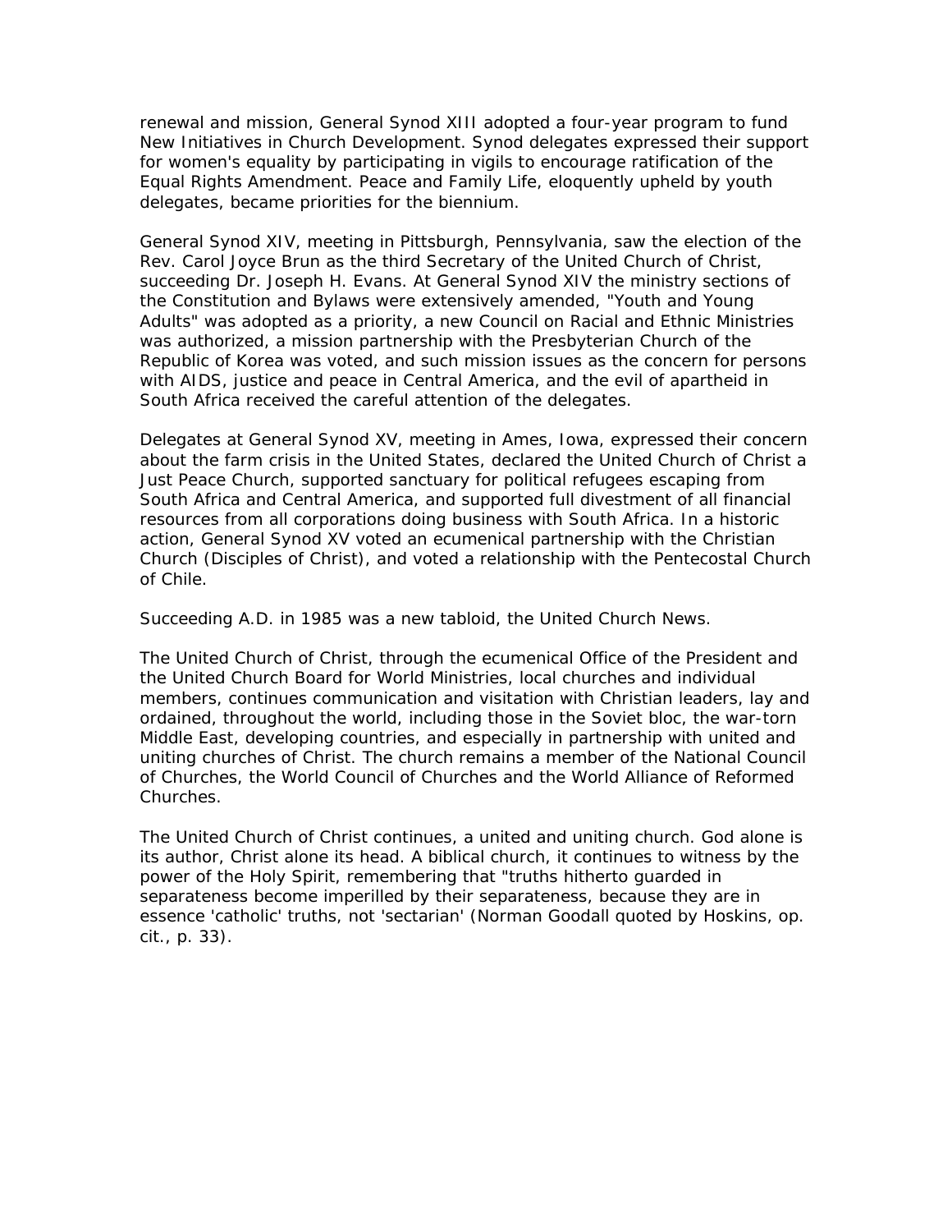renewal and mission, General Synod XIII adopted a four-year program to fund New Initiatives in Church Development. Synod delegates expressed their support for women's equality by participating in vigils to encourage ratification of the Equal Rights Amendment. Peace and Family Life, eloquently upheld by youth delegates, became priorities for the biennium.

General Synod XIV, meeting in Pittsburgh, Pennsylvania, saw the election of the Rev. Carol Joyce Brun as the third Secretary of the United Church of Christ, succeeding Dr. Joseph H. Evans. At General Synod XIV the ministry sections of the Constitution and Bylaws were extensively amended, "Youth and Young Adults" was adopted as a priority, a new Council on Racial and Ethnic Ministries was authorized, a mission partnership with the Presbyterian Church of the Republic of Korea was voted, and such mission issues as the concern for persons with AIDS, justice and peace in Central America, and the evil of apartheid in South Africa received the careful attention of the delegates.

Delegates at General Synod XV, meeting in Ames, Iowa, expressed their concern about the farm crisis in the United States, declared the United Church of Christ a Just Peace Church, supported sanctuary for political refugees escaping from South Africa and Central America, and supported full divestment of all financial resources from all corporations doing business with South Africa. In a historic action, General Synod XV voted an ecumenical partnership with the Christian Church (Disciples of Christ), and voted a relationship with the Pentecostal Church of Chile.

Succeeding A.D. in 1985 was a new tabloid, the United Church News.

The United Church of Christ, through the ecumenical Office of the President and the United Church Board for World Ministries, local churches and individual members, continues communication and visitation with Christian leaders, lay and ordained, throughout the world, including those in the Soviet bloc, the war-torn Middle East, developing countries, and especially in partnership with united and uniting churches of Christ. The church remains a member of the National Council of Churches, the World Council of Churches and the World Alliance of Reformed Churches.

The United Church of Christ continues, a united and uniting church. God alone is its author, Christ alone its head. A biblical church, it continues to witness by the power of the Holy Spirit, remembering that "truths hitherto guarded in separateness become imperilled by their separateness, because they are in essence 'catholic' truths, not 'sectarian' (Norman Goodall quoted by Hoskins, op. cit., p. 33).